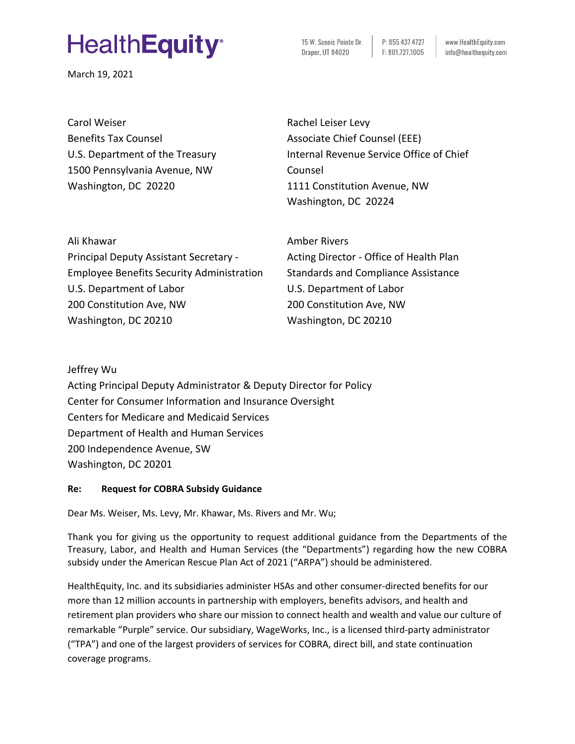HealthEquity

15 W. Scenic Pointe Dr.
Draper, UT 84020

P: 855.437.4727
F: 801.727.1005

www.HealthEquity.com
info@healthequity.com

March 19, 2021

Carol Weiser
Benefits Tax Counsel
U.S. Department of the Treasury
1500 Pennsylvania Avenue, NW
Washington, DC 20220

Rachel Leiser Levy
Associate Chief Counsel (EEE)
Internal Revenue Service Office of Chief Counsel
1111 Constitution Avenue, NW
Washington, DC 20224

Ali Khawar
Principal Deputy Assistant Secretary - Employee Benefits Security Administration
U.S. Department of Labor
200 Constitution Ave, NW
Washington, DC 20210

Amber Rivers
Acting Director - Office of Health Plan Standards and Compliance Assistance
U.S. Department of Labor
200 Constitution Ave, NW
Washington, DC 20210

Jeffrey Wu
Acting Principal Deputy Administrator & Deputy Director for Policy
Center for Consumer Information and Insurance Oversight
Centers for Medicare and Medicaid Services
Department of Health and Human Services
200 Independence Avenue, SW
Washington, DC 20201

**Re: Request for COBRA Subsidy Guidance**

Dear Ms. Weiser, Ms. Levy, Mr. Khawar, Ms. Rivers and Mr. Wu;

Thank you for giving us the opportunity to request additional guidance from the Departments of the Treasury, Labor, and Health and Human Services (the "Departments") regarding how the new COBRA subsidy under the American Rescue Plan Act of 2021 ("ARPA") should be administered.

HealthEquity, Inc. and its subsidiaries administer HSAs and other consumer-directed benefits for our more than 12 million accounts in partnership with employers, benefits advisors, and health and retirement plan providers who share our mission to connect health and wealth and value our culture of remarkable "Purple" service. Our subsidiary, WageWorks, Inc., is a licensed third-party administrator ("TPA") and one of the largest providers of services for COBRA, direct bill, and state continuation coverage programs.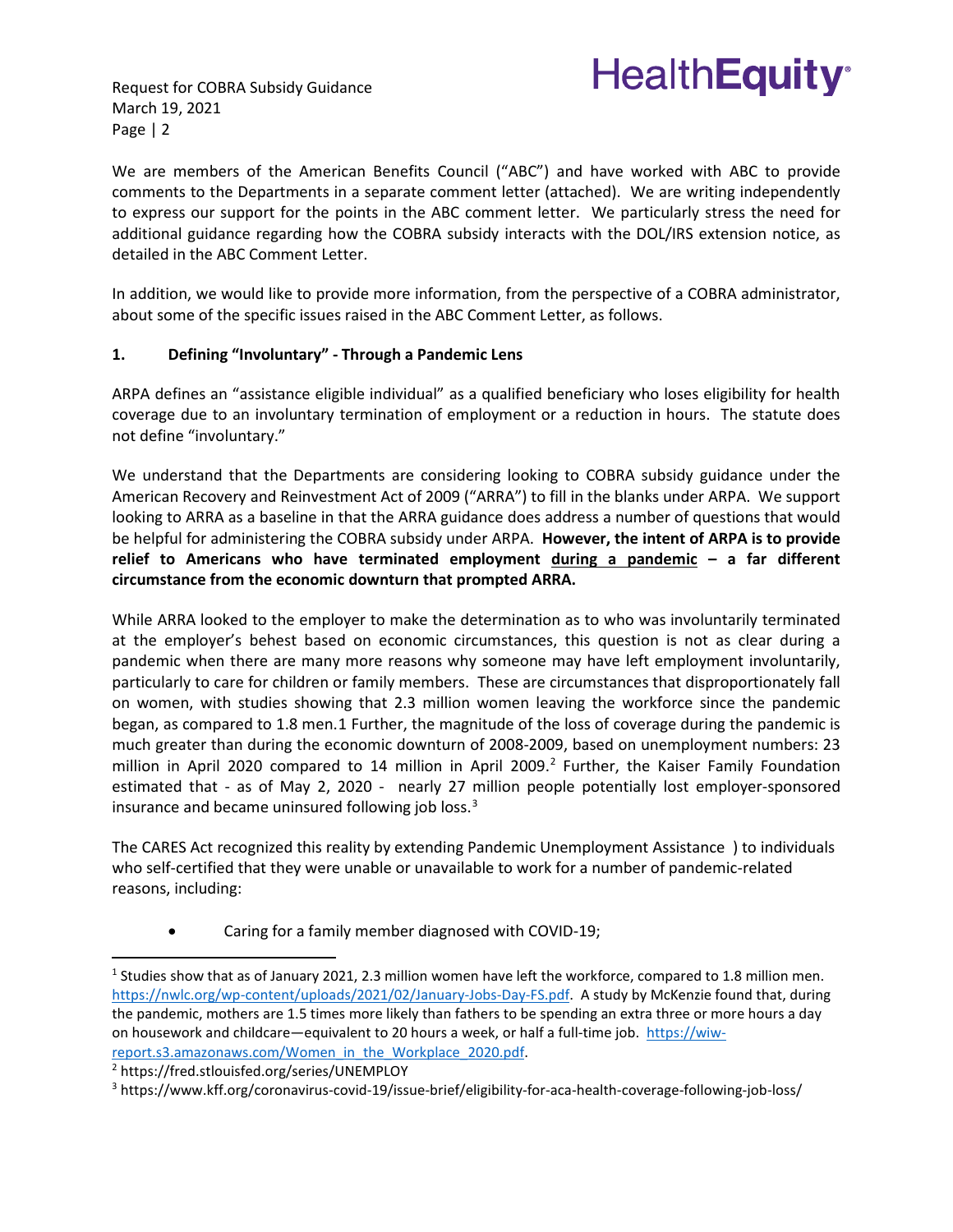We are members of the American Benefits Council ("ABC") and have worked with ABC to provide comments to the Departments in a separate comment letter (attached). We are writing independently to express our support for the points in the ABC comment letter. We particularly stress the need for additional guidance regarding how the COBRA subsidy interacts with the DOL/IRS extension notice, as detailed in the ABC Comment Letter.

In addition, we would like to provide more information, from the perspective of a COBRA administrator, about some of the specific issues raised in the ABC Comment Letter, as follows.

## 1. Defining "Involuntary" - Through a Pandemic Lens

ARPA defines an "assistance eligible individual" as a qualified beneficiary who loses eligibility for health coverage due to an involuntary termination of employment or a reduction in hours. The statute does not define "involuntary."

We understand that the Departments are considering looking to COBRA subsidy guidance under the American Recovery and Reinvestment Act of 2009 ("ARRA") to fill in the blanks under ARPA. We support looking to ARRA as a baseline in that the ARRA guidance does address a number of questions that would be helpful for administering the COBRA subsidy under ARPA. **However, the intent of ARPA is to provide relief to Americans who have terminated employment <u>during a pandemic</u> – a far different circumstance from the economic downturn that prompted ARRA.**

While ARRA looked to the employer to make the determination as to who was involuntarily terminated at the employer's behest based on economic circumstances, this question is not as clear during a pandemic when there are many more reasons why someone may have left employment involuntarily, particularly to care for children or family members. These are circumstances that disproportionately fall on women, with studies showing that 2.3 million women leaving the workforce since the pandemic began, as compared to 1.8 men.1 Further, the magnitude of the loss of coverage during the pandemic is much greater than during the economic downturn of 2008-2009, based on unemployment numbers: 23 million in April 2020 compared to 14 million in April 2009.[2] Further, the Kaiser Family Foundation estimated that - as of May 2, 2020 - nearly 27 million people potentially lost employer-sponsored insurance and became uninsured following job loss.[3]

The CARES Act recognized this reality by extending Pandemic Unemployment Assistance ) to individuals who self-certified that they were unable or unavailable to work for a number of pandemic-related reasons, including:

- Caring for a family member diagnosed with COVID-19;

---

[1] Studies show that as of January 2021, 2.3 million women have left the workforce, compared to 1.8 million men. https://nwlc.org/wp-content/uploads/2021/02/January-Jobs-Day-FS.pdf. A study by McKenzie found that, during the pandemic, mothers are 1.5 times more likely than fathers to be spending an extra three or more hours a day on housework and childcare—equivalent to 20 hours a week, or half a full-time job. https://wiw-report.s3.amazonaws.com/Women_in_the_Workplace_2020.pdf.

[2] https://fred.stlouisfed.org/series/UNEMPLOY

[3] https://www.kff.org/coronavirus-covid-19/issue-brief/eligibility-for-aca-health-coverage-following-job-loss/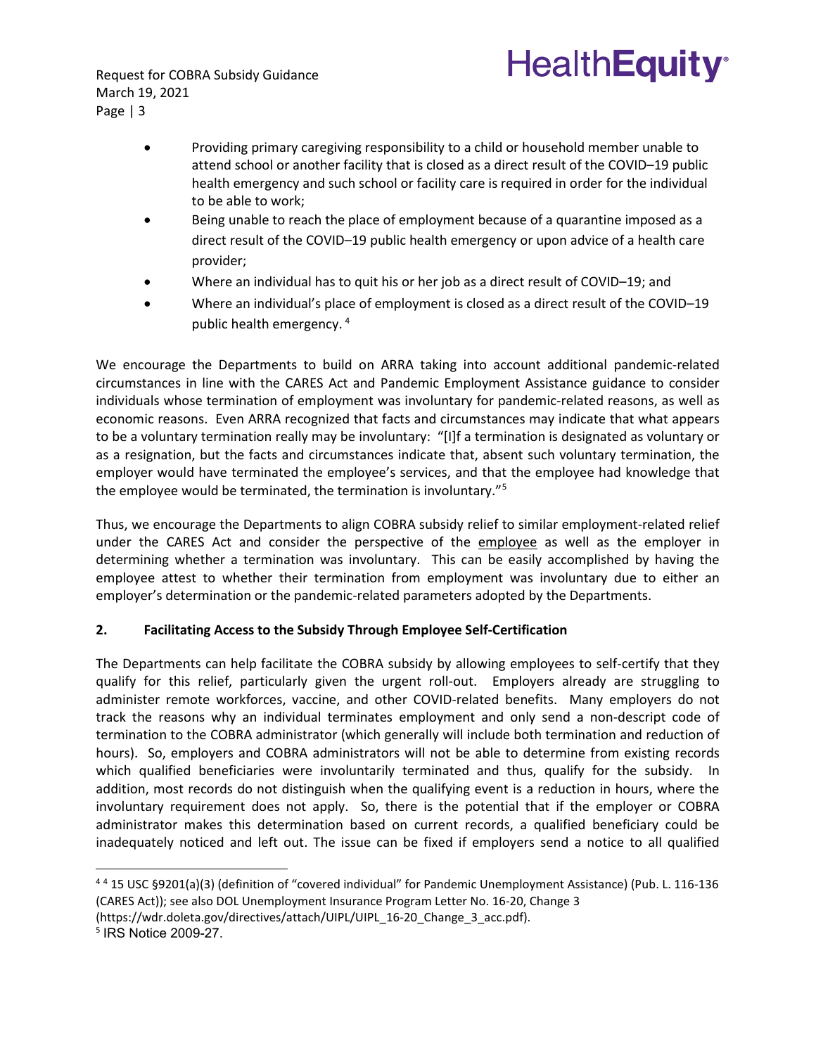- Providing primary caregiving responsibility to a child or household member unable to attend school or another facility that is closed as a direct result of the COVID–19 public health emergency and such school or facility care is required in order for the individual to be able to work;
- Being unable to reach the place of employment because of a quarantine imposed as a direct result of the COVID–19 public health emergency or upon advice of a health care provider;
- Where an individual has to quit his or her job as a direct result of COVID–19; and
- Where an individual's place of employment is closed as a direct result of the COVID–19 public health emergency. [4]

We encourage the Departments to build on ARRA taking into account additional pandemic-related circumstances in line with the CARES Act and Pandemic Employment Assistance guidance to consider individuals whose termination of employment was involuntary for pandemic-related reasons, as well as economic reasons. Even ARRA recognized that facts and circumstances may indicate that what appears to be a voluntary termination really may be involuntary: "[I]f a termination is designated as voluntary or as a resignation, but the facts and circumstances indicate that, absent such voluntary termination, the employer would have terminated the employee's services, and that the employee had knowledge that the employee would be terminated, the termination is involuntary."[5]

Thus, we encourage the Departments to align COBRA subsidy relief to similar employment-related relief under the CARES Act and consider the perspective of the <u>employee</u> as well as the employer in determining whether a termination was involuntary. This can be easily accomplished by having the employee attest to whether their termination from employment was involuntary due to either an employer's determination or the pandemic-related parameters adopted by the Departments.

**2. Facilitating Access to the Subsidy Through Employee Self-Certification**

The Departments can help facilitate the COBRA subsidy by allowing employees to self-certify that they qualify for this relief, particularly given the urgent roll-out. Employers already are struggling to administer remote workforces, vaccine, and other COVID-related benefits. Many employers do not track the reasons why an individual terminates employment and only send a non-descript code of termination to the COBRA administrator (which generally will include both termination and reduction of hours). So, employers and COBRA administrators will not be able to determine from existing records which qualified beneficiaries were involuntarily terminated and thus, qualify for the subsidy. In addition, most records do not distinguish when the qualifying event is a reduction in hours, where the involuntary requirement does not apply. So, there is the potential that if the employer or COBRA administrator makes this determination based on current records, a qualified beneficiary could be inadequately noticed and left out. The issue can be fixed if employers send a notice to all qualified

---

[4] [4] 15 USC §9201(a)(3) (definition of "covered individual" for Pandemic Unemployment Assistance) (Pub. L. 116-136 (CARES Act)); see also DOL Unemployment Insurance Program Letter No. 16-20, Change 3 (https://wdr.doleta.gov/directives/attach/UIPL/UIPL_16-20_Change_3_acc.pdf).

[5] IRS Notice 2009-27.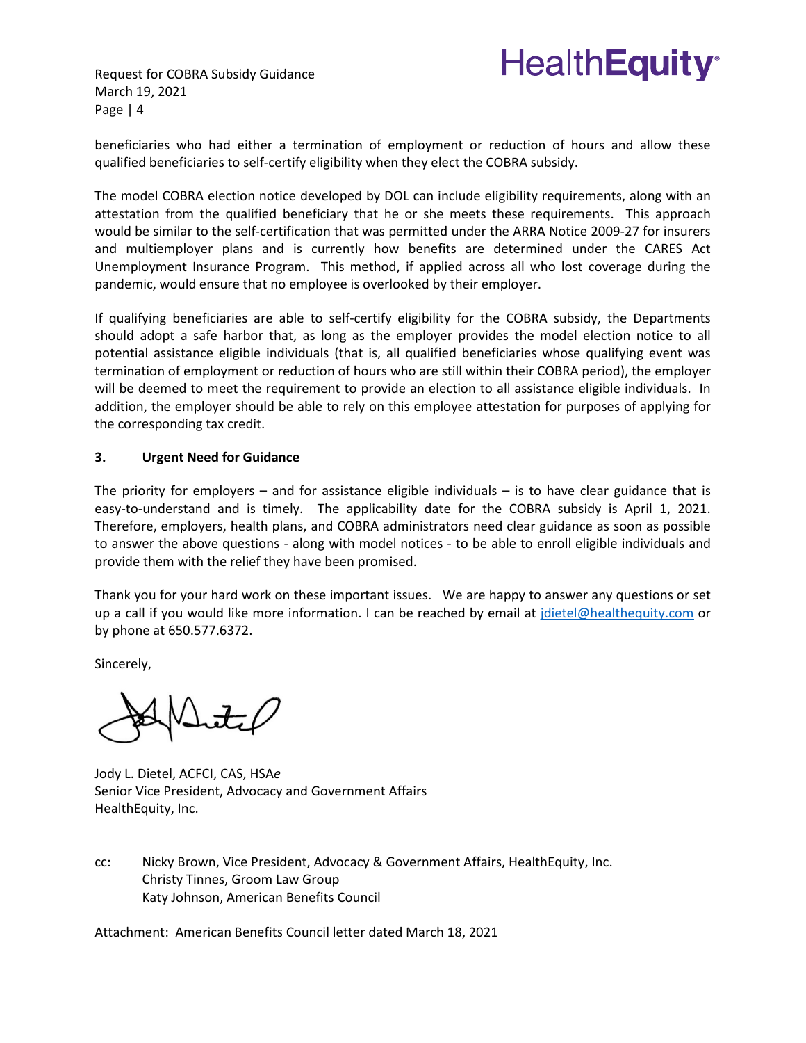beneficiaries who had either a termination of employment or reduction of hours and allow these qualified beneficiaries to self-certify eligibility when they elect the COBRA subsidy.

The model COBRA election notice developed by DOL can include eligibility requirements, along with an attestation from the qualified beneficiary that he or she meets these requirements. This approach would be similar to the self-certification that was permitted under the ARRA Notice 2009-27 for insurers and multiemployer plans and is currently how benefits are determined under the CARES Act Unemployment Insurance Program. This method, if applied across all who lost coverage during the pandemic, would ensure that no employee is overlooked by their employer.

If qualifying beneficiaries are able to self-certify eligibility for the COBRA subsidy, the Departments should adopt a safe harbor that, as long as the employer provides the model election notice to all potential assistance eligible individuals (that is, all qualified beneficiaries whose qualifying event was termination of employment or reduction of hours who are still within their COBRA period), the employer will be deemed to meet the requirement to provide an election to all assistance eligible individuals. In addition, the employer should be able to rely on this employee attestation for purposes of applying for the corresponding tax credit.

**3. Urgent Need for Guidance**

The priority for employers – and for assistance eligible individuals – is to have clear guidance that is easy-to-understand and is timely. The applicability date for the COBRA subsidy is April 1, 2021. Therefore, employers, health plans, and COBRA administrators need clear guidance as soon as possible to answer the above questions - along with model notices - to be able to enroll eligible individuals and provide them with the relief they have been promised.

Thank you for your hard work on these important issues. We are happy to answer any questions or set up a call if you would like more information. I can be reached by email at jdietel@healthequity.com or by phone at 650.577.6372.

Sincerely,

Jody L. Dietel, ACFCI, CAS, HSA*e*
Senior Vice President, Advocacy and Government Affairs
HealthEquity, Inc.

cc: Nicky Brown, Vice President, Advocacy & Government Affairs, HealthEquity, Inc.
Christy Tinnes, Groom Law Group
Katy Johnson, American Benefits Council

Attachment: American Benefits Council letter dated March 18, 2021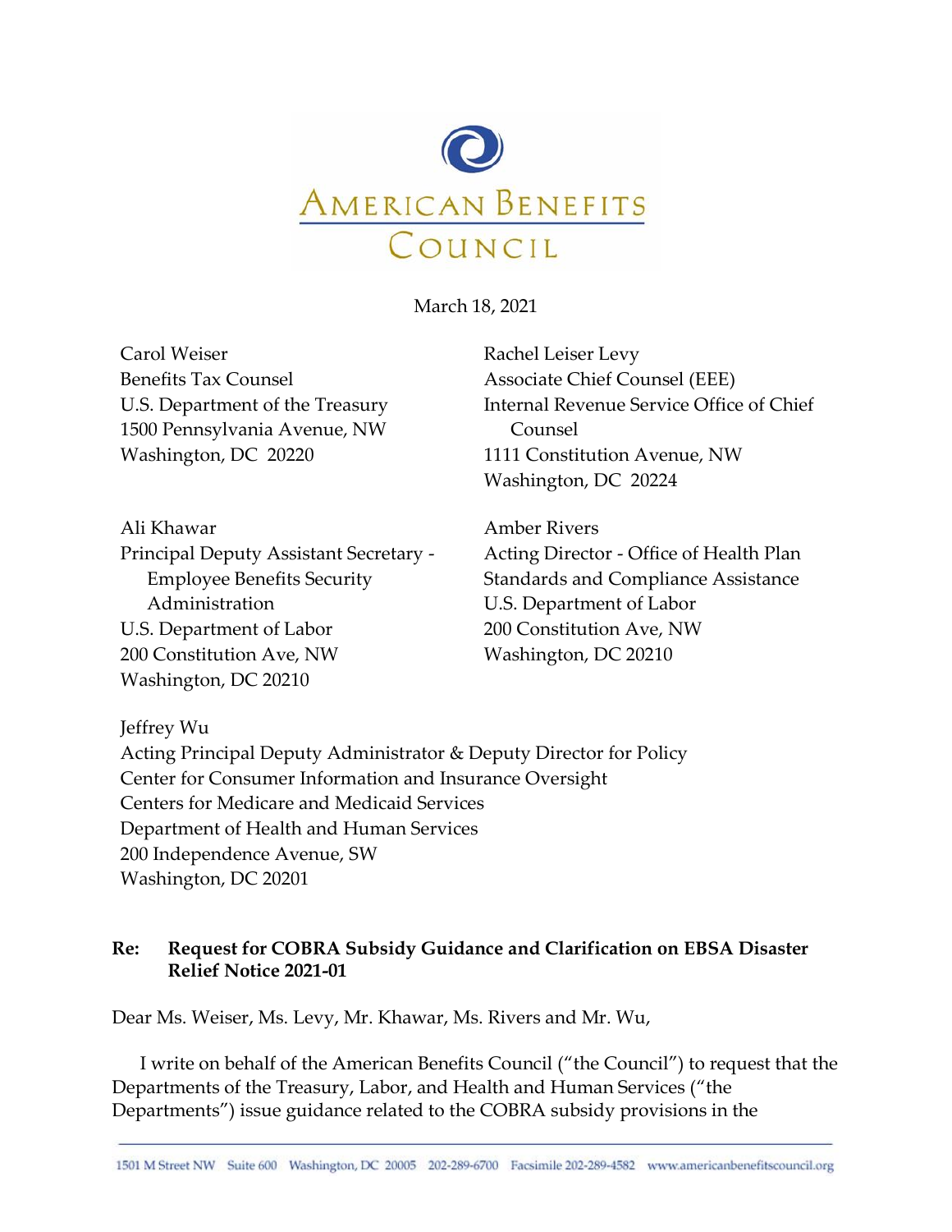AMERICAN BENEFITS COUNCIL

March 18, 2021

Carol Weiser
Benefits Tax Counsel
U.S. Department of the Treasury
1500 Pennsylvania Avenue, NW
Washington, DC 20220

Rachel Leiser Levy
Associate Chief Counsel (EEE)
Internal Revenue Service Office of Chief Counsel
1111 Constitution Avenue, NW
Washington, DC 20224

Ali Khawar
Principal Deputy Assistant Secretary - Employee Benefits Security Administration
U.S. Department of Labor
200 Constitution Ave, NW
Washington, DC 20210

Amber Rivers
Acting Director - Office of Health Plan Standards and Compliance Assistance
U.S. Department of Labor
200 Constitution Ave, NW
Washington, DC 20210

Jeffrey Wu
Acting Principal Deputy Administrator & Deputy Director for Policy
Center for Consumer Information and Insurance Oversight
Centers for Medicare and Medicaid Services
Department of Health and Human Services
200 Independence Avenue, SW
Washington, DC 20201

**Re: Request for COBRA Subsidy Guidance and Clarification on EBSA Disaster Relief Notice 2021-01**

Dear Ms. Weiser, Ms. Levy, Mr. Khawar, Ms. Rivers and Mr. Wu,

I write on behalf of the American Benefits Council ("the Council") to request that the Departments of the Treasury, Labor, and Health and Human Services ("the Departments") issue guidance related to the COBRA subsidy provisions in the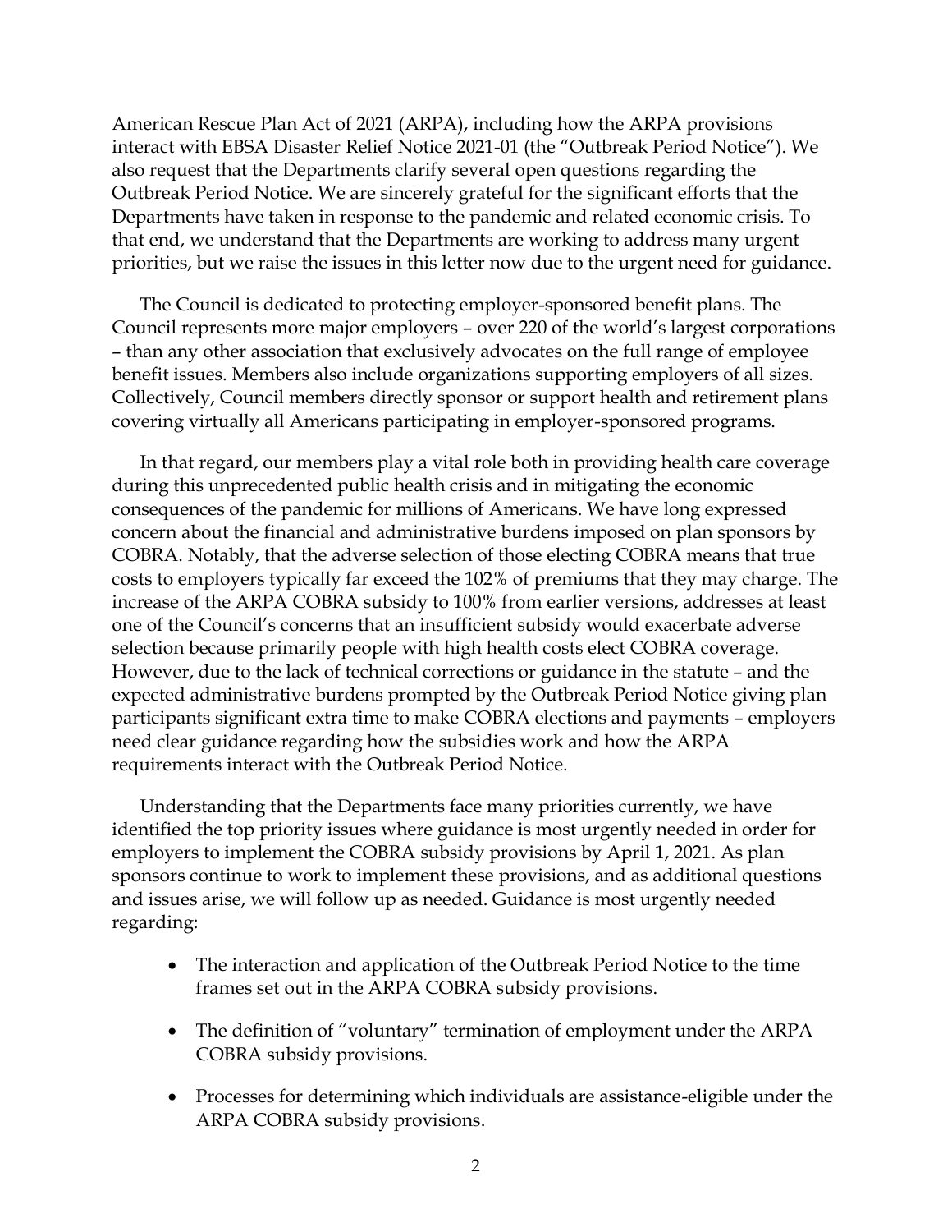American Rescue Plan Act of 2021 (ARPA), including how the ARPA provisions interact with EBSA Disaster Relief Notice 2021-01 (the "Outbreak Period Notice"). We also request that the Departments clarify several open questions regarding the Outbreak Period Notice. We are sincerely grateful for the significant efforts that the Departments have taken in response to the pandemic and related economic crisis. To that end, we understand that the Departments are working to address many urgent priorities, but we raise the issues in this letter now due to the urgent need for guidance.

The Council is dedicated to protecting employer-sponsored benefit plans. The Council represents more major employers – over 220 of the world's largest corporations – than any other association that exclusively advocates on the full range of employee benefit issues. Members also include organizations supporting employers of all sizes. Collectively, Council members directly sponsor or support health and retirement plans covering virtually all Americans participating in employer-sponsored programs.

In that regard, our members play a vital role both in providing health care coverage during this unprecedented public health crisis and in mitigating the economic consequences of the pandemic for millions of Americans. We have long expressed concern about the financial and administrative burdens imposed on plan sponsors by COBRA. Notably, that the adverse selection of those electing COBRA means that true costs to employers typically far exceed the 102% of premiums that they may charge. The increase of the ARPA COBRA subsidy to 100% from earlier versions, addresses at least one of the Council's concerns that an insufficient subsidy would exacerbate adverse selection because primarily people with high health costs elect COBRA coverage. However, due to the lack of technical corrections or guidance in the statute – and the expected administrative burdens prompted by the Outbreak Period Notice giving plan participants significant extra time to make COBRA elections and payments – employers need clear guidance regarding how the subsidies work and how the ARPA requirements interact with the Outbreak Period Notice.

Understanding that the Departments face many priorities currently, we have identified the top priority issues where guidance is most urgently needed in order for employers to implement the COBRA subsidy provisions by April 1, 2021. As plan sponsors continue to work to implement these provisions, and as additional questions and issues arise, we will follow up as needed. Guidance is most urgently needed regarding:

- The interaction and application of the Outbreak Period Notice to the time frames set out in the ARPA COBRA subsidy provisions.
- The definition of "voluntary" termination of employment under the ARPA COBRA subsidy provisions.
- Processes for determining which individuals are assistance-eligible under the ARPA COBRA subsidy provisions.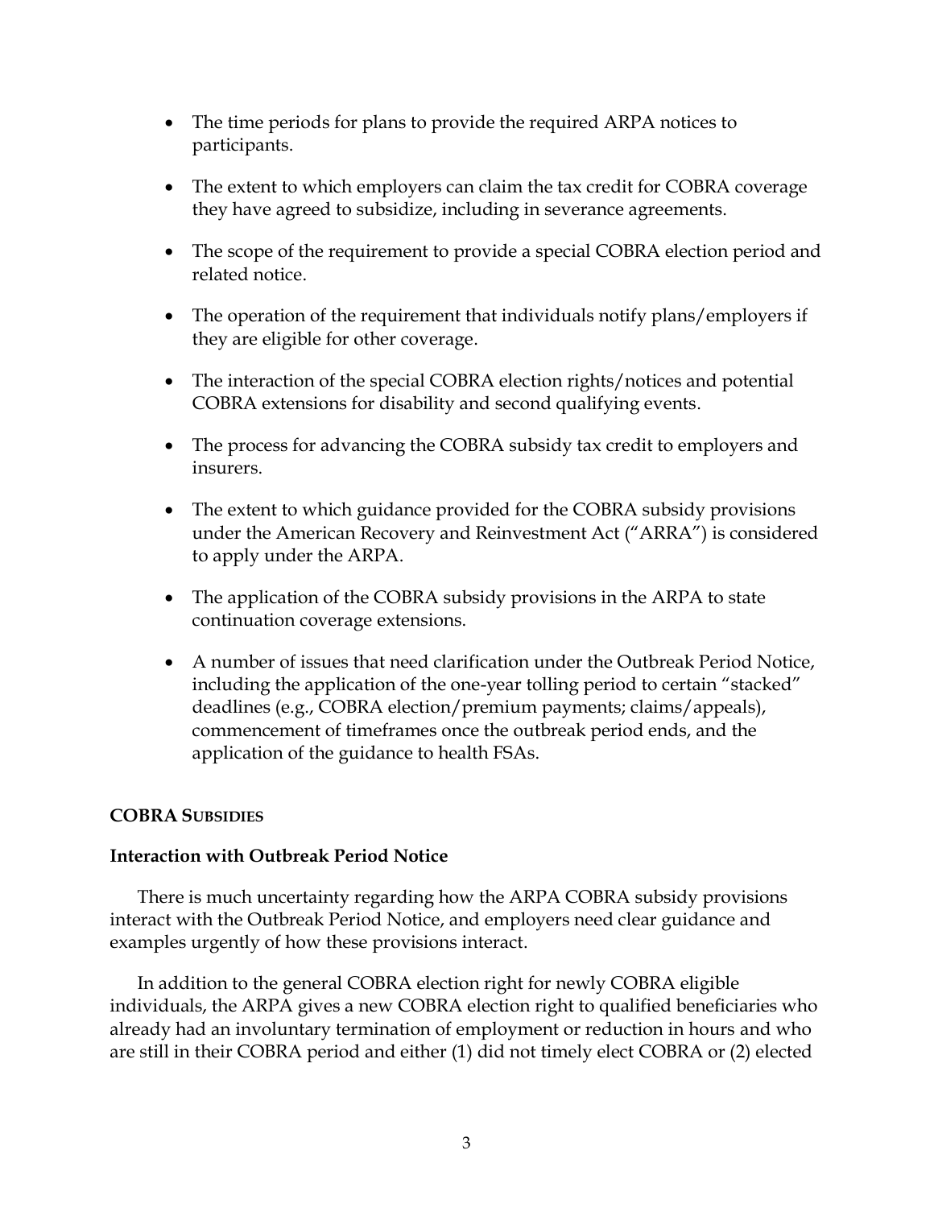- The time periods for plans to provide the required ARPA notices to participants.

- The extent to which employers can claim the tax credit for COBRA coverage they have agreed to subsidize, including in severance agreements.

- The scope of the requirement to provide a special COBRA election period and related notice.

- The operation of the requirement that individuals notify plans/employers if they are eligible for other coverage.

- The interaction of the special COBRA election rights/notices and potential COBRA extensions for disability and second qualifying events.

- The process for advancing the COBRA subsidy tax credit to employers and insurers.

- The extent to which guidance provided for the COBRA subsidy provisions under the American Recovery and Reinvestment Act ("ARRA") is considered to apply under the ARPA.

- The application of the COBRA subsidy provisions in the ARPA to state continuation coverage extensions.

- A number of issues that need clarification under the Outbreak Period Notice, including the application of the one-year tolling period to certain "stacked" deadlines (e.g., COBRA election/premium payments; claims/appeals), commencement of timeframes once the outbreak period ends, and the application of the guidance to health FSAs.

## COBRA SUBSIDIES

### Interaction with Outbreak Period Notice

There is much uncertainty regarding how the ARPA COBRA subsidy provisions interact with the Outbreak Period Notice, and employers need clear guidance and examples urgently of how these provisions interact.

In addition to the general COBRA election right for newly COBRA eligible individuals, the ARPA gives a new COBRA election right to qualified beneficiaries who already had an involuntary termination of employment or reduction in hours and who are still in their COBRA period and either (1) did not timely elect COBRA or (2) elected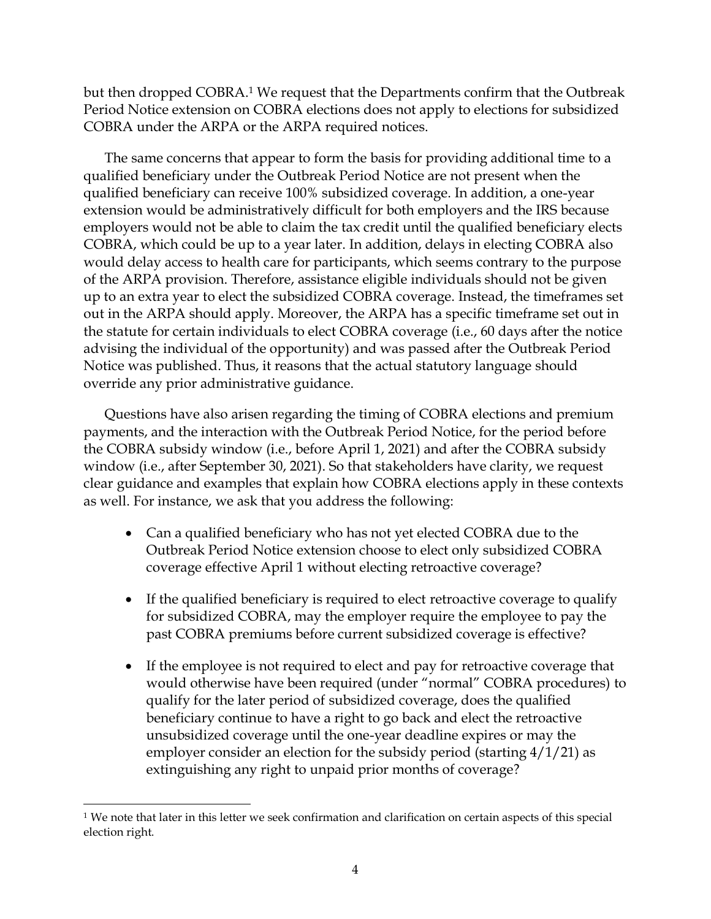but then dropped COBRA.[1] We request that the Departments confirm that the Outbreak Period Notice extension on COBRA elections does not apply to elections for subsidized COBRA under the ARPA or the ARPA required notices.

The same concerns that appear to form the basis for providing additional time to a qualified beneficiary under the Outbreak Period Notice are not present when the qualified beneficiary can receive 100% subsidized coverage. In addition, a one-year extension would be administratively difficult for both employers and the IRS because employers would not be able to claim the tax credit until the qualified beneficiary elects COBRA, which could be up to a year later. In addition, delays in electing COBRA also would delay access to health care for participants, which seems contrary to the purpose of the ARPA provision. Therefore, assistance eligible individuals should not be given up to an extra year to elect the subsidized COBRA coverage. Instead, the timeframes set out in the ARPA should apply. Moreover, the ARPA has a specific timeframe set out in the statute for certain individuals to elect COBRA coverage (i.e., 60 days after the notice advising the individual of the opportunity) and was passed after the Outbreak Period Notice was published. Thus, it reasons that the actual statutory language should override any prior administrative guidance.

Questions have also arisen regarding the timing of COBRA elections and premium payments, and the interaction with the Outbreak Period Notice, for the period before the COBRA subsidy window (i.e., before April 1, 2021) and after the COBRA subsidy window (i.e., after September 30, 2021). So that stakeholders have clarity, we request clear guidance and examples that explain how COBRA elections apply in these contexts as well. For instance, we ask that you address the following:

- Can a qualified beneficiary who has not yet elected COBRA due to the Outbreak Period Notice extension choose to elect only subsidized COBRA coverage effective April 1 without electing retroactive coverage?
- If the qualified beneficiary is required to elect retroactive coverage to qualify for subsidized COBRA, may the employer require the employee to pay the past COBRA premiums before current subsidized coverage is effective?
- If the employee is not required to elect and pay for retroactive coverage that would otherwise have been required (under "normal" COBRA procedures) to qualify for the later period of subsidized coverage, does the qualified beneficiary continue to have a right to go back and elect the retroactive unsubsidized coverage until the one-year deadline expires or may the employer consider an election for the subsidy period (starting 4/1/21) as extinguishing any right to unpaid prior months of coverage?

[1] We note that later in this letter we seek confirmation and clarification on certain aspects of this special election right.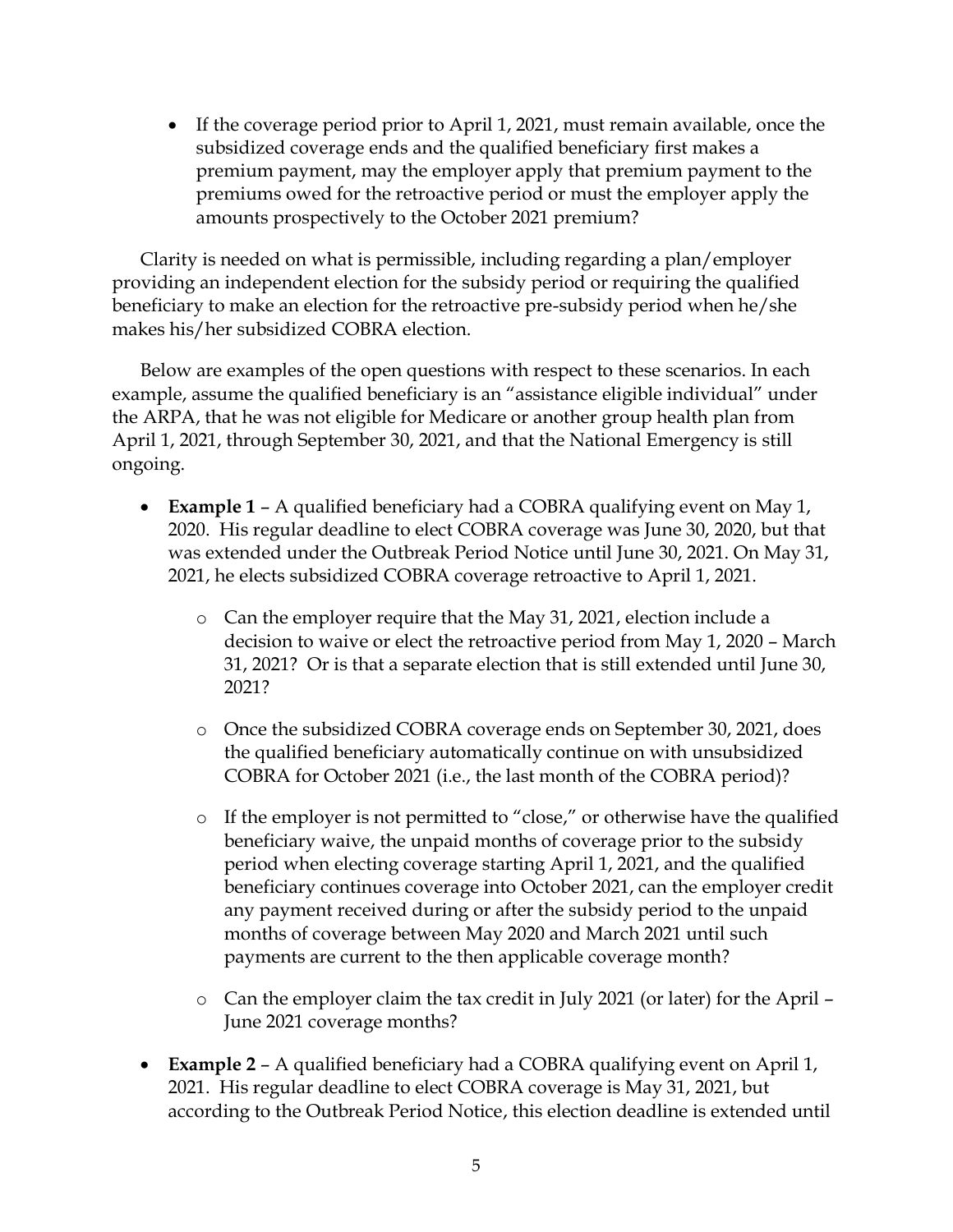- If the coverage period prior to April 1, 2021, must remain available, once the subsidized coverage ends and the qualified beneficiary first makes a premium payment, may the employer apply that premium payment to the premiums owed for the retroactive period or must the employer apply the amounts prospectively to the October 2021 premium?

Clarity is needed on what is permissible, including regarding a plan/employer providing an independent election for the subsidy period or requiring the qualified beneficiary to make an election for the retroactive pre-subsidy period when he/she makes his/her subsidized COBRA election.

Below are examples of the open questions with respect to these scenarios. In each example, assume the qualified beneficiary is an "assistance eligible individual" under the ARPA, that he was not eligible for Medicare or another group health plan from April 1, 2021, through September 30, 2021, and that the National Emergency is still ongoing.

- **Example 1** – A qualified beneficiary had a COBRA qualifying event on May 1, 2020. His regular deadline to elect COBRA coverage was June 30, 2020, but that was extended under the Outbreak Period Notice until June 30, 2021. On May 31, 2021, he elects subsidized COBRA coverage retroactive to April 1, 2021.
  - Can the employer require that the May 31, 2021, election include a decision to waive or elect the retroactive period from May 1, 2020 – March 31, 2021? Or is that a separate election that is still extended until June 30, 2021?
  - Once the subsidized COBRA coverage ends on September 30, 2021, does the qualified beneficiary automatically continue on with unsubsidized COBRA for October 2021 (i.e., the last month of the COBRA period)?
  - If the employer is not permitted to "close," or otherwise have the qualified beneficiary waive, the unpaid months of coverage prior to the subsidy period when electing coverage starting April 1, 2021, and the qualified beneficiary continues coverage into October 2021, can the employer credit any payment received during or after the subsidy period to the unpaid months of coverage between May 2020 and March 2021 until such payments are current to the then applicable coverage month?
  - Can the employer claim the tax credit in July 2021 (or later) for the April – June 2021 coverage months?
- **Example 2** – A qualified beneficiary had a COBRA qualifying event on April 1, 2021. His regular deadline to elect COBRA coverage is May 31, 2021, but according to the Outbreak Period Notice, this election deadline is extended until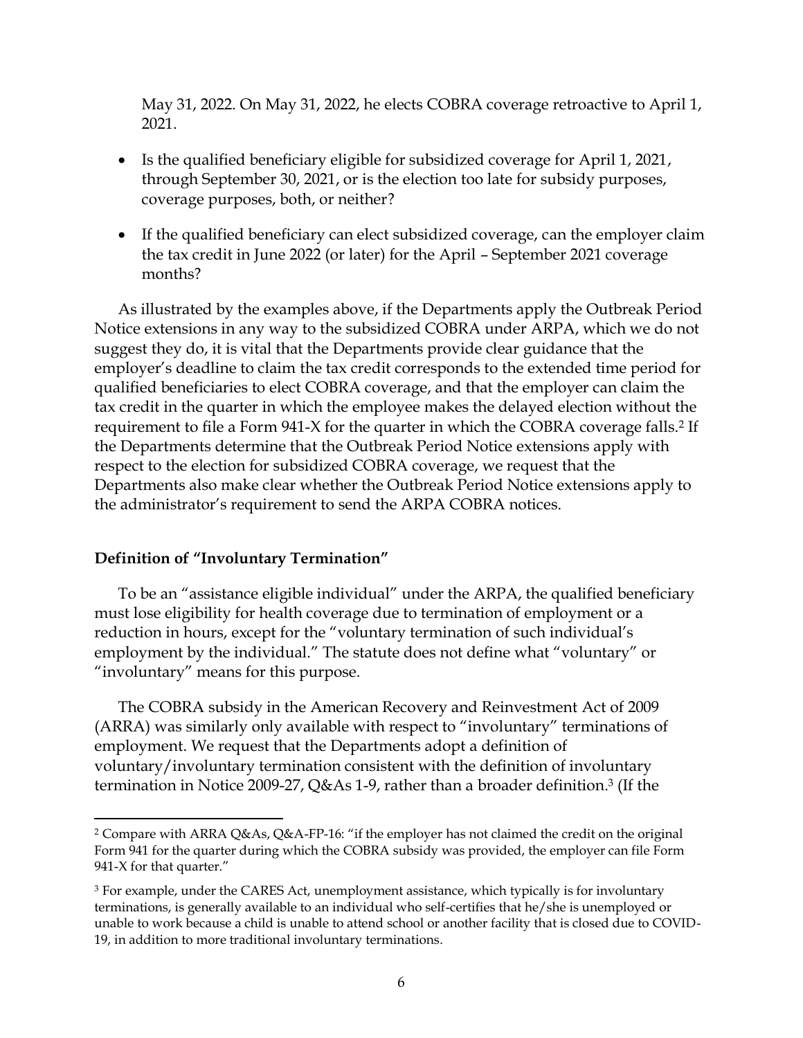May 31, 2022. On May 31, 2022, he elects COBRA coverage retroactive to April 1, 2021.

- Is the qualified beneficiary eligible for subsidized coverage for April 1, 2021, through September 30, 2021, or is the election too late for subsidy purposes, coverage purposes, both, or neither?
- If the qualified beneficiary can elect subsidized coverage, can the employer claim the tax credit in June 2022 (or later) for the April – September 2021 coverage months?

As illustrated by the examples above, if the Departments apply the Outbreak Period Notice extensions in any way to the subsidized COBRA under ARPA, which we do not suggest they do, it is vital that the Departments provide clear guidance that the employer's deadline to claim the tax credit corresponds to the extended time period for qualified beneficiaries to elect COBRA coverage, and that the employer can claim the tax credit in the quarter in which the employee makes the delayed election without the requirement to file a Form 941-X for the quarter in which the COBRA coverage falls.[2] If the Departments determine that the Outbreak Period Notice extensions apply with respect to the election for subsidized COBRA coverage, we request that the Departments also make clear whether the Outbreak Period Notice extensions apply to the administrator's requirement to send the ARPA COBRA notices.

**Definition of "Involuntary Termination"**

To be an "assistance eligible individual" under the ARPA, the qualified beneficiary must lose eligibility for health coverage due to termination of employment or a reduction in hours, except for the "voluntary termination of such individual's employment by the individual." The statute does not define what "voluntary" or "involuntary" means for this purpose.

The COBRA subsidy in the American Recovery and Reinvestment Act of 2009 (ARRA) was similarly only available with respect to "involuntary" terminations of employment. We request that the Departments adopt a definition of voluntary/involuntary termination consistent with the definition of involuntary termination in Notice 2009-27, Q&As 1-9, rather than a broader definition.[3] (If the

---

[2] Compare with ARRA Q&As, Q&A-FP-16: "if the employer has not claimed the credit on the original Form 941 for the quarter during which the COBRA subsidy was provided, the employer can file Form 941-X for that quarter."

[3] For example, under the CARES Act, unemployment assistance, which typically is for involuntary terminations, is generally available to an individual who self-certifies that he/she is unemployed or unable to work because a child is unable to attend school or another facility that is closed due to COVID-19, in addition to more traditional involuntary terminations.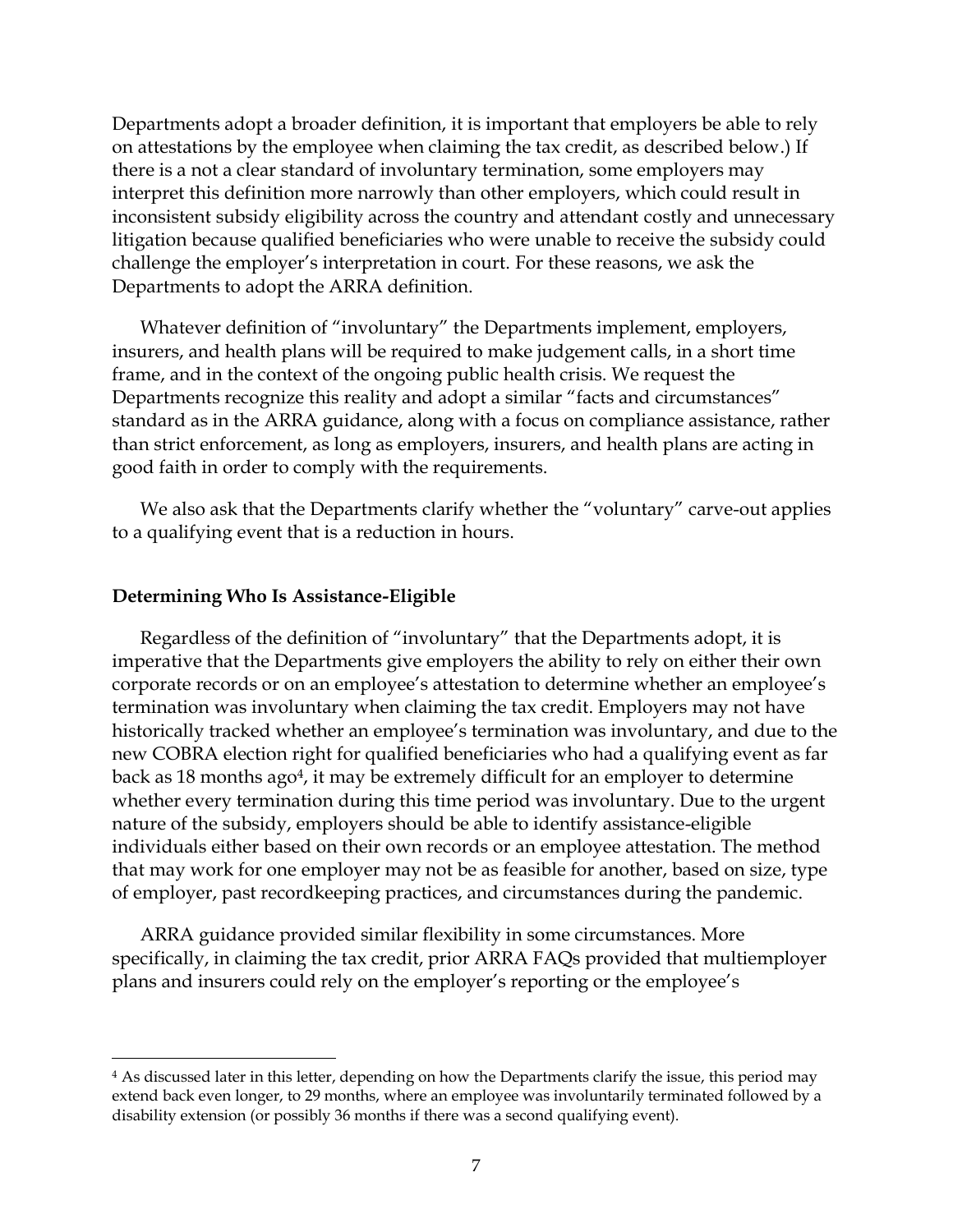Departments adopt a broader definition, it is important that employers be able to rely on attestations by the employee when claiming the tax credit, as described below.) If there is a not a clear standard of involuntary termination, some employers may interpret this definition more narrowly than other employers, which could result in inconsistent subsidy eligibility across the country and attendant costly and unnecessary litigation because qualified beneficiaries who were unable to receive the subsidy could challenge the employer's interpretation in court. For these reasons, we ask the Departments to adopt the ARRA definition.

Whatever definition of "involuntary" the Departments implement, employers, insurers, and health plans will be required to make judgement calls, in a short time frame, and in the context of the ongoing public health crisis. We request the Departments recognize this reality and adopt a similar "facts and circumstances" standard as in the ARRA guidance, along with a focus on compliance assistance, rather than strict enforcement, as long as employers, insurers, and health plans are acting in good faith in order to comply with the requirements.

We also ask that the Departments clarify whether the "voluntary" carve-out applies to a qualifying event that is a reduction in hours.

**Determining Who Is Assistance-Eligible**

Regardless of the definition of "involuntary" that the Departments adopt, it is imperative that the Departments give employers the ability to rely on either their own corporate records or on an employee's attestation to determine whether an employee's termination was involuntary when claiming the tax credit. Employers may not have historically tracked whether an employee's termination was involuntary, and due to the new COBRA election right for qualified beneficiaries who had a qualifying event as far back as 18 months ago[4], it may be extremely difficult for an employer to determine whether every termination during this time period was involuntary. Due to the urgent nature of the subsidy, employers should be able to identify assistance-eligible individuals either based on their own records or an employee attestation. The method that may work for one employer may not be as feasible for another, based on size, type of employer, past recordkeeping practices, and circumstances during the pandemic.

ARRA guidance provided similar flexibility in some circumstances. More specifically, in claiming the tax credit, prior ARRA FAQs provided that multiemployer plans and insurers could rely on the employer's reporting or the employee's

[4] As discussed later in this letter, depending on how the Departments clarify the issue, this period may extend back even longer, to 29 months, where an employee was involuntarily terminated followed by a disability extension (or possibly 36 months if there was a second qualifying event).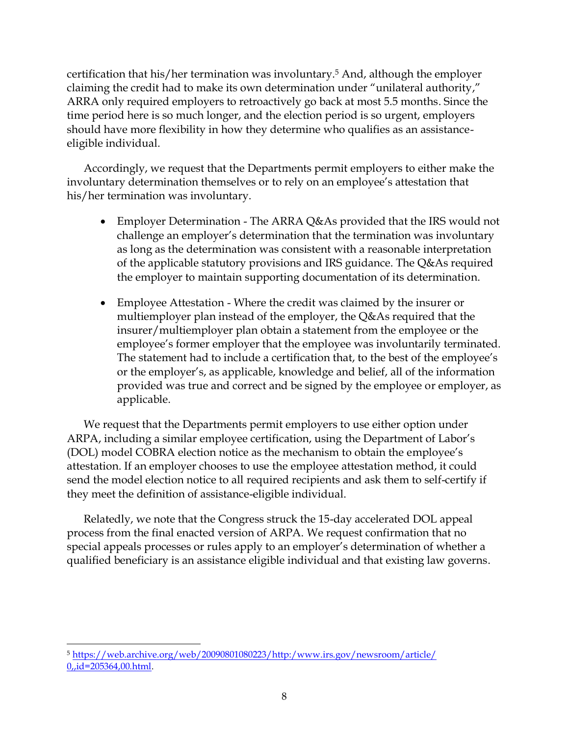certification that his/her termination was involuntary.[5] And, although the employer claiming the credit had to make its own determination under "unilateral authority," ARRA only required employers to retroactively go back at most 5.5 months. Since the time period here is so much longer, and the election period is so urgent, employers should have more flexibility in how they determine who qualifies as an assistance-eligible individual.

Accordingly, we request that the Departments permit employers to either make the involuntary determination themselves or to rely on an employee's attestation that his/her termination was involuntary.

- Employer Determination - The ARRA Q&As provided that the IRS would not challenge an employer's determination that the termination was involuntary as long as the determination was consistent with a reasonable interpretation of the applicable statutory provisions and IRS guidance. The Q&As required the employer to maintain supporting documentation of its determination.

- Employee Attestation - Where the credit was claimed by the insurer or multiemployer plan instead of the employer, the Q&As required that the insurer/multiemployer plan obtain a statement from the employee or the employee's former employer that the employee was involuntarily terminated. The statement had to include a certification that, to the best of the employee's or the employer's, as applicable, knowledge and belief, all of the information provided was true and correct and be signed by the employee or employer, as applicable.

We request that the Departments permit employers to use either option under ARPA, including a similar employee certification, using the Department of Labor's (DOL) model COBRA election notice as the mechanism to obtain the employee's attestation. If an employer chooses to use the employee attestation method, it could send the model election notice to all required recipients and ask them to self-certify if they meet the definition of assistance-eligible individual.

Relatedly, we note that the Congress struck the 15-day accelerated DOL appeal process from the final enacted version of ARPA. We request confirmation that no special appeals processes or rules apply to an employer's determination of whether a qualified beneficiary is an assistance eligible individual and that existing law governs.

---

[5] https://web.archive.org/web/20090801080223/http:/www.irs.gov/newsroom/article/0,,id=205364,00.html.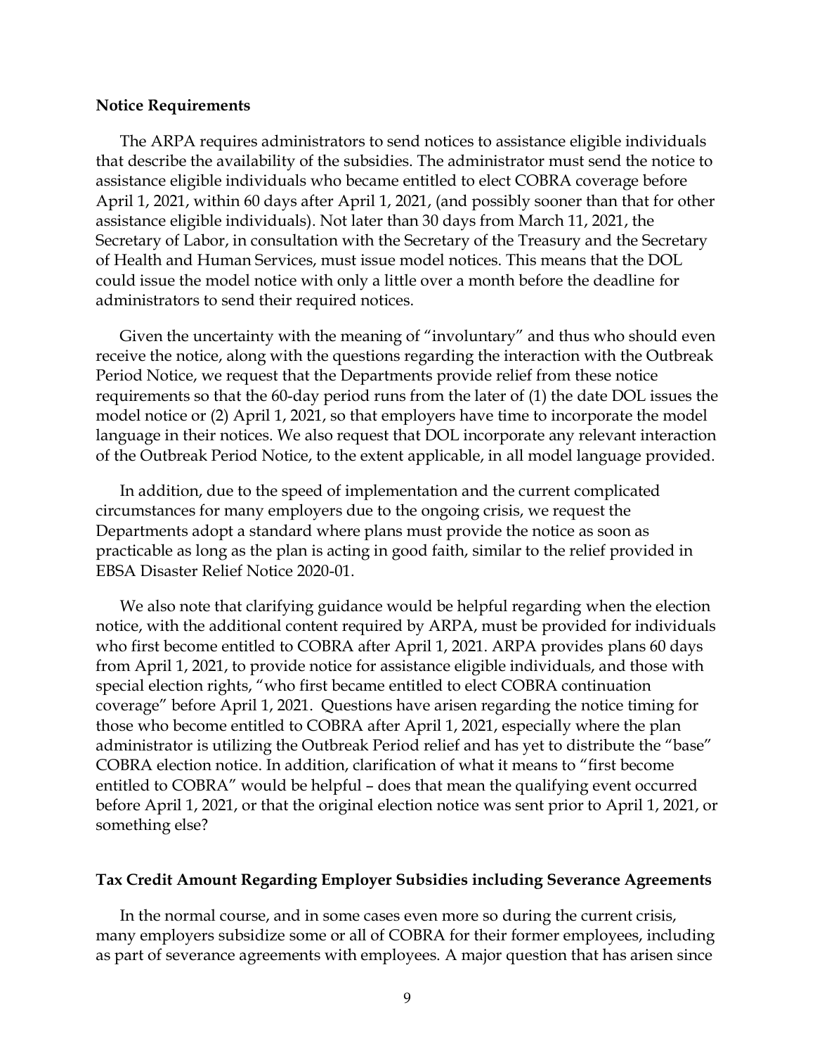**Notice Requirements**

The ARPA requires administrators to send notices to assistance eligible individuals that describe the availability of the subsidies. The administrator must send the notice to assistance eligible individuals who became entitled to elect COBRA coverage before April 1, 2021, within 60 days after April 1, 2021, (and possibly sooner than that for other assistance eligible individuals). Not later than 30 days from March 11, 2021, the Secretary of Labor, in consultation with the Secretary of the Treasury and the Secretary of Health and Human Services, must issue model notices. This means that the DOL could issue the model notice with only a little over a month before the deadline for administrators to send their required notices.

Given the uncertainty with the meaning of "involuntary" and thus who should even receive the notice, along with the questions regarding the interaction with the Outbreak Period Notice, we request that the Departments provide relief from these notice requirements so that the 60-day period runs from the later of (1) the date DOL issues the model notice or (2) April 1, 2021, so that employers have time to incorporate the model language in their notices. We also request that DOL incorporate any relevant interaction of the Outbreak Period Notice, to the extent applicable, in all model language provided.

In addition, due to the speed of implementation and the current complicated circumstances for many employers due to the ongoing crisis, we request the Departments adopt a standard where plans must provide the notice as soon as practicable as long as the plan is acting in good faith, similar to the relief provided in EBSA Disaster Relief Notice 2020-01.

We also note that clarifying guidance would be helpful regarding when the election notice, with the additional content required by ARPA, must be provided for individuals who first become entitled to COBRA after April 1, 2021. ARPA provides plans 60 days from April 1, 2021, to provide notice for assistance eligible individuals, and those with special election rights, "who first became entitled to elect COBRA continuation coverage" before April 1, 2021. Questions have arisen regarding the notice timing for those who become entitled to COBRA after April 1, 2021, especially where the plan administrator is utilizing the Outbreak Period relief and has yet to distribute the "base" COBRA election notice. In addition, clarification of what it means to "first become entitled to COBRA" would be helpful – does that mean the qualifying event occurred before April 1, 2021, or that the original election notice was sent prior to April 1, 2021, or something else?

**Tax Credit Amount Regarding Employer Subsidies including Severance Agreements**

In the normal course, and in some cases even more so during the current crisis, many employers subsidize some or all of COBRA for their former employees, including as part of severance agreements with employees. A major question that has arisen since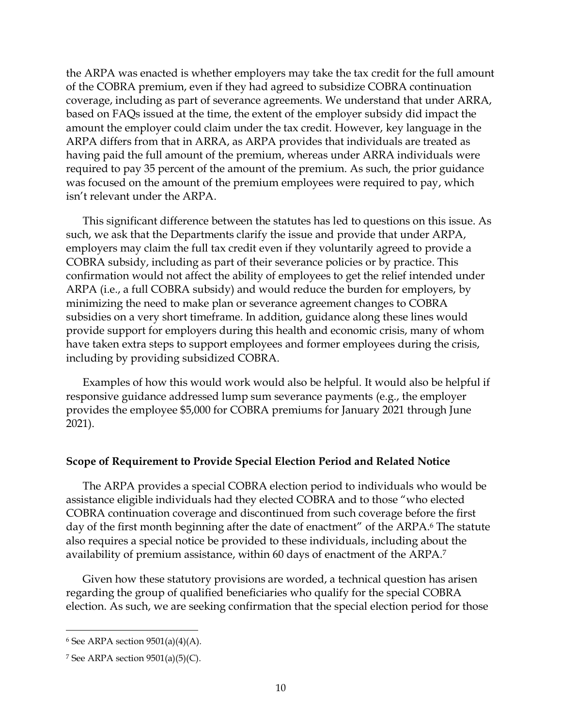the ARPA was enacted is whether employers may take the tax credit for the full amount of the COBRA premium, even if they had agreed to subsidize COBRA continuation coverage, including as part of severance agreements. We understand that under ARRA, based on FAQs issued at the time, the extent of the employer subsidy did impact the amount the employer could claim under the tax credit. However, key language in the ARPA differs from that in ARRA, as ARPA provides that individuals are treated as having paid the full amount of the premium, whereas under ARRA individuals were required to pay 35 percent of the amount of the premium. As such, the prior guidance was focused on the amount of the premium employees were required to pay, which isn't relevant under the ARPA.

This significant difference between the statutes has led to questions on this issue. As such, we ask that the Departments clarify the issue and provide that under ARPA, employers may claim the full tax credit even if they voluntarily agreed to provide a COBRA subsidy, including as part of their severance policies or by practice. This confirmation would not affect the ability of employees to get the relief intended under ARPA (i.e., a full COBRA subsidy) and would reduce the burden for employers, by minimizing the need to make plan or severance agreement changes to COBRA subsidies on a very short timeframe. In addition, guidance along these lines would provide support for employers during this health and economic crisis, many of whom have taken extra steps to support employees and former employees during the crisis, including by providing subsidized COBRA.

Examples of how this would work would also be helpful. It would also be helpful if responsive guidance addressed lump sum severance payments (e.g., the employer provides the employee $5,000 for COBRA premiums for January 2021 through June 2021).

**Scope of Requirement to Provide Special Election Period and Related Notice**

The ARPA provides a special COBRA election period to individuals who would be assistance eligible individuals had they elected COBRA and to those "who elected COBRA continuation coverage and discontinued from such coverage before the first day of the first month beginning after the date of enactment" of the ARPA.[6] The statute also requires a special notice be provided to these individuals, including about the availability of premium assistance, within 60 days of enactment of the ARPA.[7]

Given how these statutory provisions are worded, a technical question has arisen regarding the group of qualified beneficiaries who qualify for the special COBRA election. As such, we are seeking confirmation that the special election period for those

[6] See ARPA section 9501(a)(4)(A).

[7] See ARPA section 9501(a)(5)(C).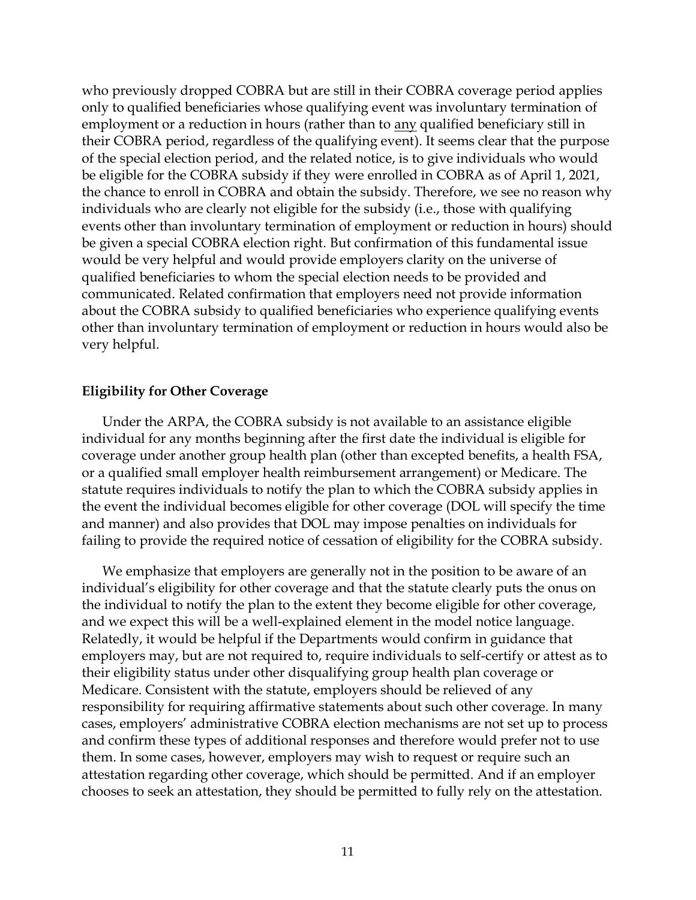who previously dropped COBRA but are still in their COBRA coverage period applies only to qualified beneficiaries whose qualifying event was involuntary termination of employment or a reduction in hours (rather than to <u>any</u> qualified beneficiary still in their COBRA period, regardless of the qualifying event). It seems clear that the purpose of the special election period, and the related notice, is to give individuals who would be eligible for the COBRA subsidy if they were enrolled in COBRA as of April 1, 2021, the chance to enroll in COBRA and obtain the subsidy. Therefore, we see no reason why individuals who are clearly not eligible for the subsidy (i.e., those with qualifying events other than involuntary termination of employment or reduction in hours) should be given a special COBRA election right. But confirmation of this fundamental issue would be very helpful and would provide employers clarity on the universe of qualified beneficiaries to whom the special election needs to be provided and communicated. Related confirmation that employers need not provide information about the COBRA subsidy to qualified beneficiaries who experience qualifying events other than involuntary termination of employment or reduction in hours would also be very helpful.

**Eligibility for Other Coverage**

Under the ARPA, the COBRA subsidy is not available to an assistance eligible individual for any months beginning after the first date the individual is eligible for coverage under another group health plan (other than excepted benefits, a health FSA, or a qualified small employer health reimbursement arrangement) or Medicare. The statute requires individuals to notify the plan to which the COBRA subsidy applies in the event the individual becomes eligible for other coverage (DOL will specify the time and manner) and also provides that DOL may impose penalties on individuals for failing to provide the required notice of cessation of eligibility for the COBRA subsidy.

We emphasize that employers are generally not in the position to be aware of an individual's eligibility for other coverage and that the statute clearly puts the onus on the individual to notify the plan to the extent they become eligible for other coverage, and we expect this will be a well-explained element in the model notice language. Relatedly, it would be helpful if the Departments would confirm in guidance that employers may, but are not required to, require individuals to self-certify or attest as to their eligibility status under other disqualifying group health plan coverage or Medicare. Consistent with the statute, employers should be relieved of any responsibility for requiring affirmative statements about such other coverage. In many cases, employers' administrative COBRA election mechanisms are not set up to process and confirm these types of additional responses and therefore would prefer not to use them. In some cases, however, employers may wish to request or require such an attestation regarding other coverage, which should be permitted. And if an employer chooses to seek an attestation, they should be permitted to fully rely on the attestation.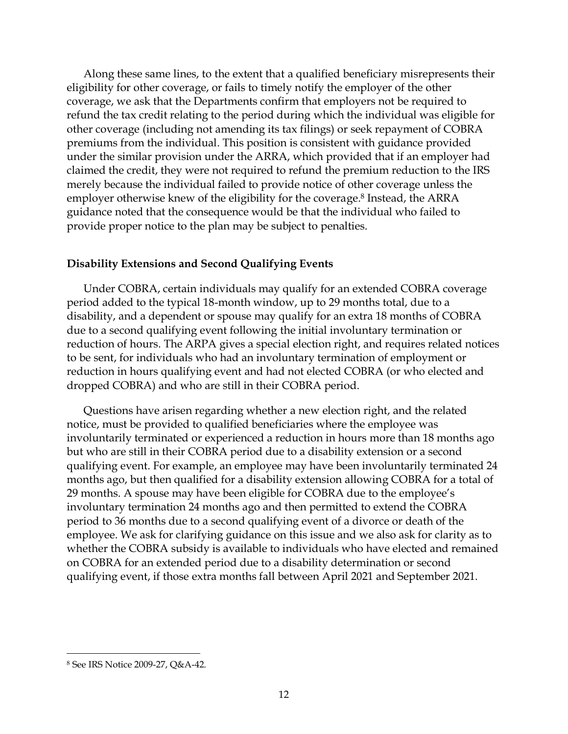Along these same lines, to the extent that a qualified beneficiary misrepresents their eligibility for other coverage, or fails to timely notify the employer of the other coverage, we ask that the Departments confirm that employers not be required to refund the tax credit relating to the period during which the individual was eligible for other coverage (including not amending its tax filings) or seek repayment of COBRA premiums from the individual. This position is consistent with guidance provided under the similar provision under the ARRA, which provided that if an employer had claimed the credit, they were not required to refund the premium reduction to the IRS merely because the individual failed to provide notice of other coverage unless the employer otherwise knew of the eligibility for the coverage.[8] Instead, the ARRA guidance noted that the consequence would be that the individual who failed to provide proper notice to the plan may be subject to penalties.

**Disability Extensions and Second Qualifying Events**

Under COBRA, certain individuals may qualify for an extended COBRA coverage period added to the typical 18-month window, up to 29 months total, due to a disability, and a dependent or spouse may qualify for an extra 18 months of COBRA due to a second qualifying event following the initial involuntary termination or reduction of hours. The ARPA gives a special election right, and requires related notices to be sent, for individuals who had an involuntary termination of employment or reduction in hours qualifying event and had not elected COBRA (or who elected and dropped COBRA) and who are still in their COBRA period.

Questions have arisen regarding whether a new election right, and the related notice, must be provided to qualified beneficiaries where the employee was involuntarily terminated or experienced a reduction in hours more than 18 months ago but who are still in their COBRA period due to a disability extension or a second qualifying event. For example, an employee may have been involuntarily terminated 24 months ago, but then qualified for a disability extension allowing COBRA for a total of 29 months. A spouse may have been eligible for COBRA due to the employee's involuntary termination 24 months ago and then permitted to extend the COBRA period to 36 months due to a second qualifying event of a divorce or death of the employee. We ask for clarifying guidance on this issue and we also ask for clarity as to whether the COBRA subsidy is available to individuals who have elected and remained on COBRA for an extended period due to a disability determination or second qualifying event, if those extra months fall between April 2021 and September 2021.

---

[8] See IRS Notice 2009-27, Q&A-42.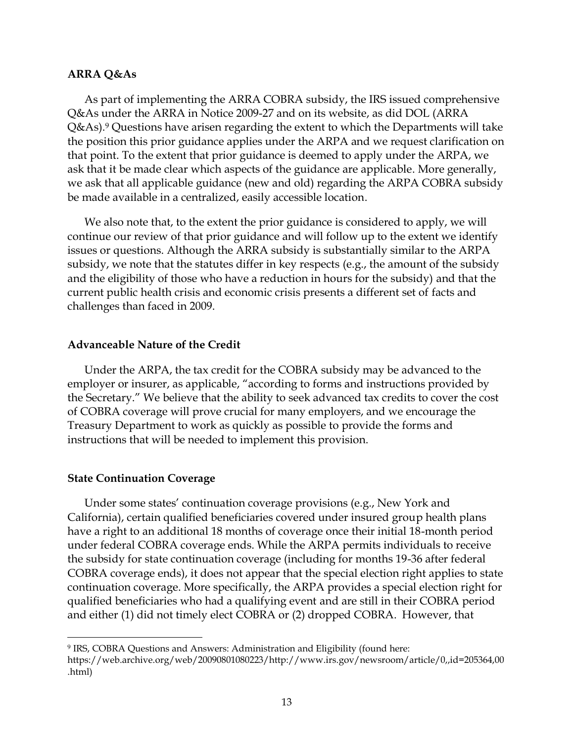### ARRA Q&As

As part of implementing the ARRA COBRA subsidy, the IRS issued comprehensive Q&As under the ARRA in Notice 2009-27 and on its website, as did DOL (ARRA Q&As).[9] Questions have arisen regarding the extent to which the Departments will take the position this prior guidance applies under the ARPA and we request clarification on that point. To the extent that prior guidance is deemed to apply under the ARPA, we ask that it be made clear which aspects of the guidance are applicable. More generally, we ask that all applicable guidance (new and old) regarding the ARPA COBRA subsidy be made available in a centralized, easily accessible location.

We also note that, to the extent the prior guidance is considered to apply, we will continue our review of that prior guidance and will follow up to the extent we identify issues or questions. Although the ARRA subsidy is substantially similar to the ARPA subsidy, we note that the statutes differ in key respects (e.g., the amount of the subsidy and the eligibility of those who have a reduction in hours for the subsidy) and that the current public health crisis and economic crisis presents a different set of facts and challenges than faced in 2009.

### Advanceable Nature of the Credit

Under the ARPA, the tax credit for the COBRA subsidy may be advanced to the employer or insurer, as applicable, "according to forms and instructions provided by the Secretary." We believe that the ability to seek advanced tax credits to cover the cost of COBRA coverage will prove crucial for many employers, and we encourage the Treasury Department to work as quickly as possible to provide the forms and instructions that will be needed to implement this provision.

### State Continuation Coverage

Under some states' continuation coverage provisions (e.g., New York and California), certain qualified beneficiaries covered under insured group health plans have a right to an additional 18 months of coverage once their initial 18-month period under federal COBRA coverage ends. While the ARPA permits individuals to receive the subsidy for state continuation coverage (including for months 19-36 after federal COBRA coverage ends), it does not appear that the special election right applies to state continuation coverage. More specifically, the ARPA provides a special election right for qualified beneficiaries who had a qualifying event and are still in their COBRA period and either (1) did not timely elect COBRA or (2) dropped COBRA. However, that

---

[9] IRS, COBRA Questions and Answers: Administration and Eligibility (found here: https://web.archive.org/web/20090801080223/http://www.irs.gov/newsroom/article/0,,id=205364,00.html)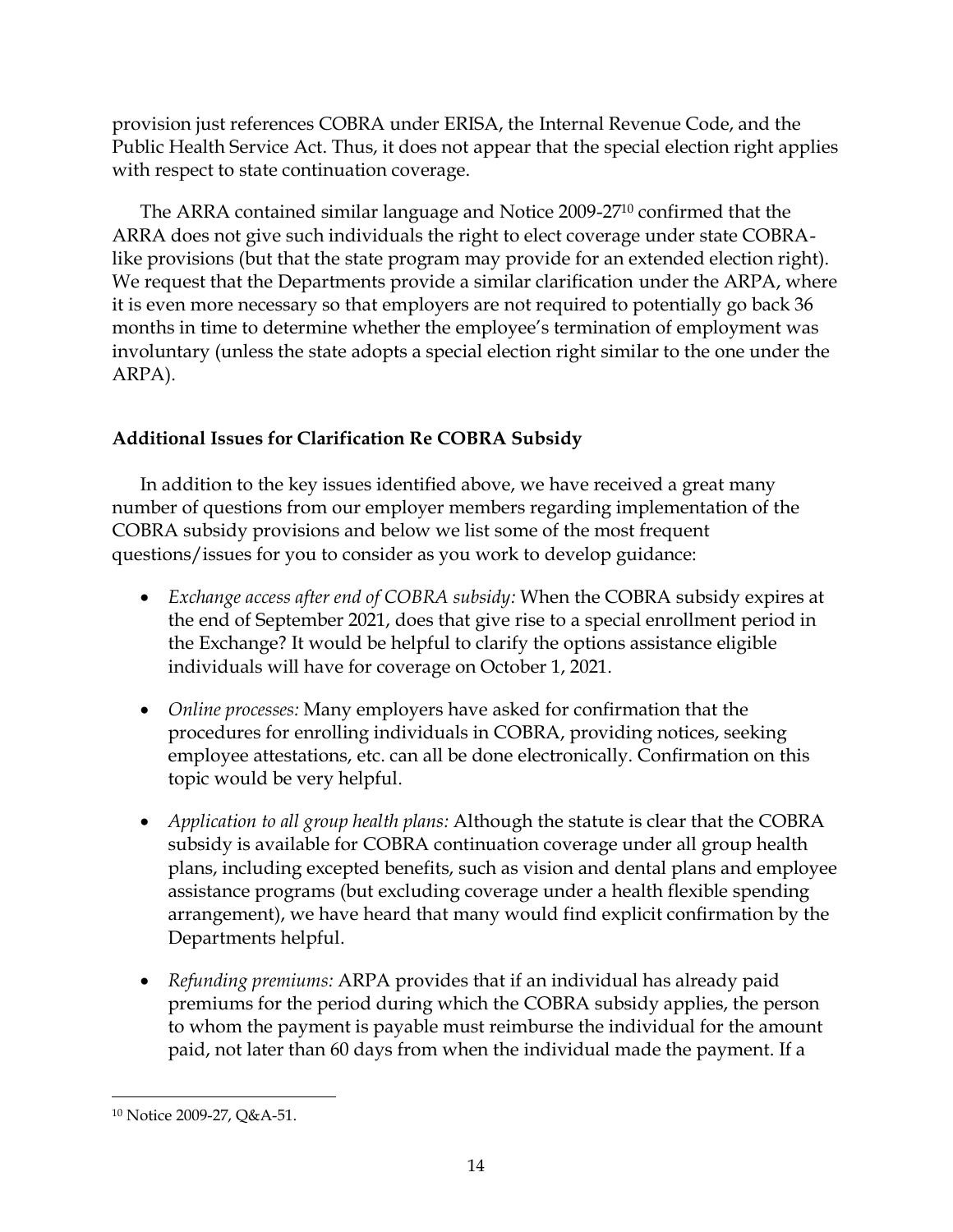provision just references COBRA under ERISA, the Internal Revenue Code, and the Public Health Service Act. Thus, it does not appear that the special election right applies with respect to state continuation coverage.

The ARRA contained similar language and Notice 2009-27[10] confirmed that the ARRA does not give such individuals the right to elect coverage under state COBRA-like provisions (but that the state program may provide for an extended election right). We request that the Departments provide a similar clarification under the ARPA, where it is even more necessary so that employers are not required to potentially go back 36 months in time to determine whether the employee's termination of employment was involuntary (unless the state adopts a special election right similar to the one under the ARPA).

**Additional Issues for Clarification Re COBRA Subsidy**

In addition to the key issues identified above, we have received a great many number of questions from our employer members regarding implementation of the COBRA subsidy provisions and below we list some of the most frequent questions/issues for you to consider as you work to develop guidance:

- *Exchange access after end of COBRA subsidy:* When the COBRA subsidy expires at the end of September 2021, does that give rise to a special enrollment period in the Exchange? It would be helpful to clarify the options assistance eligible individuals will have for coverage on October 1, 2021.
- *Online processes:* Many employers have asked for confirmation that the procedures for enrolling individuals in COBRA, providing notices, seeking employee attestations, etc. can all be done electronically. Confirmation on this topic would be very helpful.
- *Application to all group health plans:* Although the statute is clear that the COBRA subsidy is available for COBRA continuation coverage under all group health plans, including excepted benefits, such as vision and dental plans and employee assistance programs (but excluding coverage under a health flexible spending arrangement), we have heard that many would find explicit confirmation by the Departments helpful.
- *Refunding premiums:* ARPA provides that if an individual has already paid premiums for the period during which the COBRA subsidy applies, the person to whom the payment is payable must reimburse the individual for the amount paid, not later than 60 days from when the individual made the payment. If a

[10] Notice 2009-27, Q&A-51.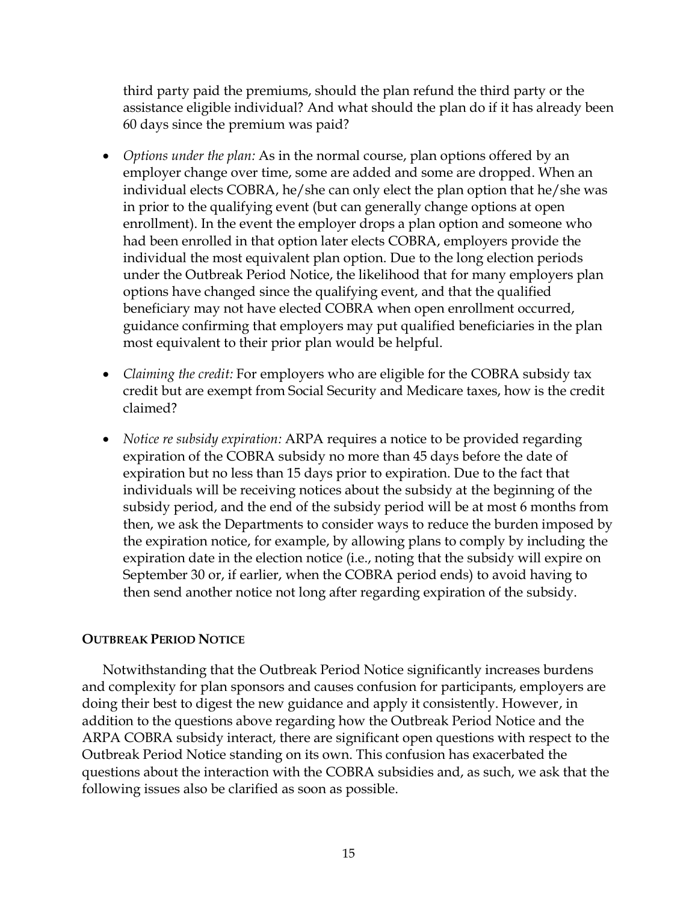third party paid the premiums, should the plan refund the third party or the assistance eligible individual? And what should the plan do if it has already been 60 days since the premium was paid?

- *Options under the plan:* As in the normal course, plan options offered by an employer change over time, some are added and some are dropped. When an individual elects COBRA, he/she can only elect the plan option that he/she was in prior to the qualifying event (but can generally change options at open enrollment). In the event the employer drops a plan option and someone who had been enrolled in that option later elects COBRA, employers provide the individual the most equivalent plan option. Due to the long election periods under the Outbreak Period Notice, the likelihood that for many employers plan options have changed since the qualifying event, and that the qualified beneficiary may not have elected COBRA when open enrollment occurred, guidance confirming that employers may put qualified beneficiaries in the plan most equivalent to their prior plan would be helpful.

- *Claiming the credit:* For employers who are eligible for the COBRA subsidy tax credit but are exempt from Social Security and Medicare taxes, how is the credit claimed?

- *Notice re subsidy expiration:* ARPA requires a notice to be provided regarding expiration of the COBRA subsidy no more than 45 days before the date of expiration but no less than 15 days prior to expiration. Due to the fact that individuals will be receiving notices about the subsidy at the beginning of the subsidy period, and the end of the subsidy period will be at most 6 months from then, we ask the Departments to consider ways to reduce the burden imposed by the expiration notice, for example, by allowing plans to comply by including the expiration date in the election notice (i.e., noting that the subsidy will expire on September 30 or, if earlier, when the COBRA period ends) to avoid having to then send another notice not long after regarding expiration of the subsidy.

**OUTBREAK PERIOD NOTICE**

Notwithstanding that the Outbreak Period Notice significantly increases burdens and complexity for plan sponsors and causes confusion for participants, employers are doing their best to digest the new guidance and apply it consistently. However, in addition to the questions above regarding how the Outbreak Period Notice and the ARPA COBRA subsidy interact, there are significant open questions with respect to the Outbreak Period Notice standing on its own. This confusion has exacerbated the questions about the interaction with the COBRA subsidies and, as such, we ask that the following issues also be clarified as soon as possible.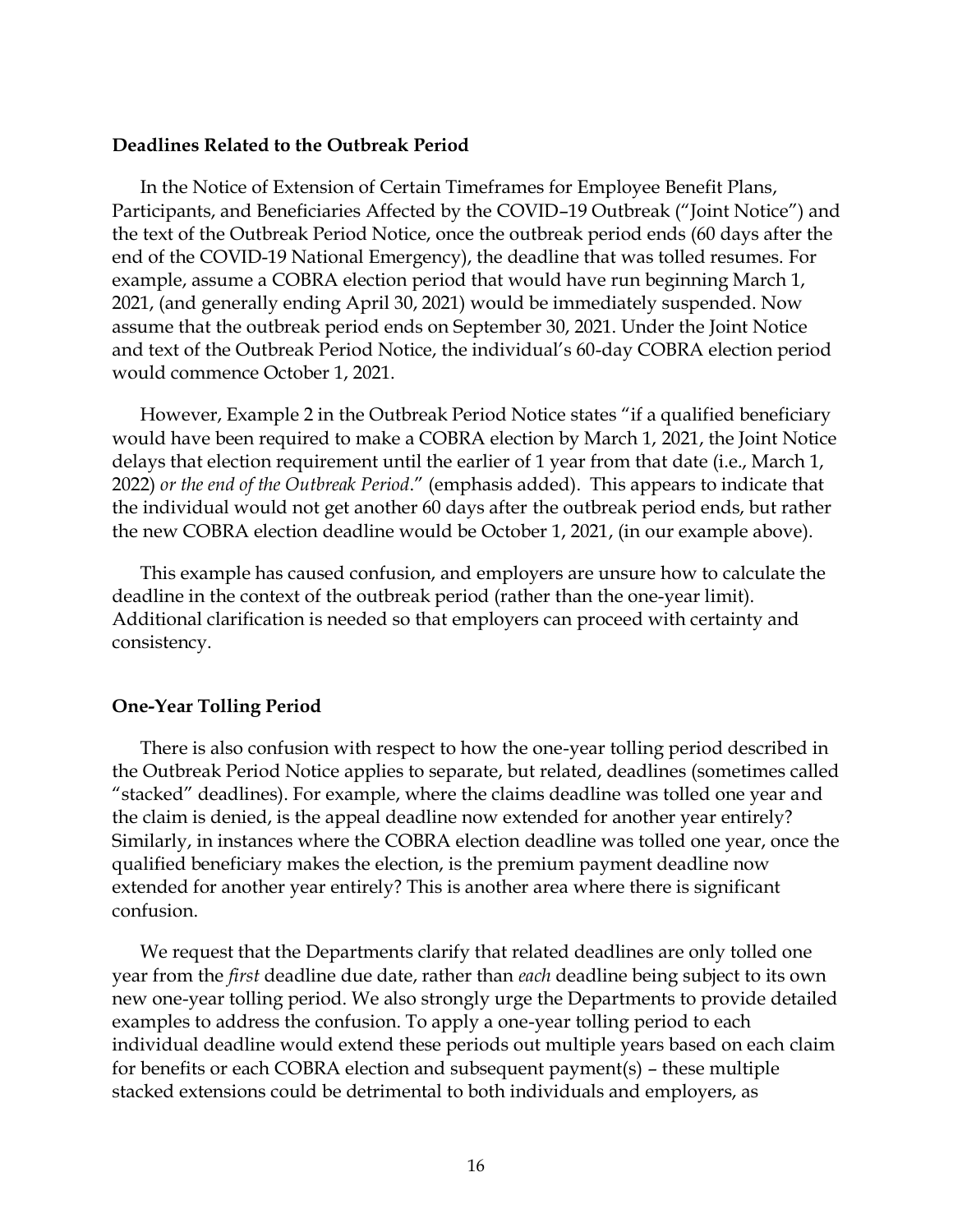### Deadlines Related to the Outbreak Period

In the Notice of Extension of Certain Timeframes for Employee Benefit Plans, Participants, and Beneficiaries Affected by the COVID–19 Outbreak ("Joint Notice") and the text of the Outbreak Period Notice, once the outbreak period ends (60 days after the end of the COVID-19 National Emergency), the deadline that was tolled resumes. For example, assume a COBRA election period that would have run beginning March 1, 2021, (and generally ending April 30, 2021) would be immediately suspended. Now assume that the outbreak period ends on September 30, 2021. Under the Joint Notice and text of the Outbreak Period Notice, the individual's 60-day COBRA election period would commence October 1, 2021.

However, Example 2 in the Outbreak Period Notice states "if a qualified beneficiary would have been required to make a COBRA election by March 1, 2021, the Joint Notice delays that election requirement until the earlier of 1 year from that date (i.e., March 1, 2022) *or the end of the Outbreak Period*." (emphasis added). This appears to indicate that the individual would not get another 60 days after the outbreak period ends, but rather the new COBRA election deadline would be October 1, 2021, (in our example above).

This example has caused confusion, and employers are unsure how to calculate the deadline in the context of the outbreak period (rather than the one-year limit). Additional clarification is needed so that employers can proceed with certainty and consistency.

### One-Year Tolling Period

There is also confusion with respect to how the one-year tolling period described in the Outbreak Period Notice applies to separate, but related, deadlines (sometimes called "stacked" deadlines). For example, where the claims deadline was tolled one year and the claim is denied, is the appeal deadline now extended for another year entirely? Similarly, in instances where the COBRA election deadline was tolled one year, once the qualified beneficiary makes the election, is the premium payment deadline now extended for another year entirely? This is another area where there is significant confusion.

We request that the Departments clarify that related deadlines are only tolled one year from the *first* deadline due date, rather than *each* deadline being subject to its own new one-year tolling period. We also strongly urge the Departments to provide detailed examples to address the confusion. To apply a one-year tolling period to each individual deadline would extend these periods out multiple years based on each claim for benefits or each COBRA election and subsequent payment(s) – these multiple stacked extensions could be detrimental to both individuals and employers, as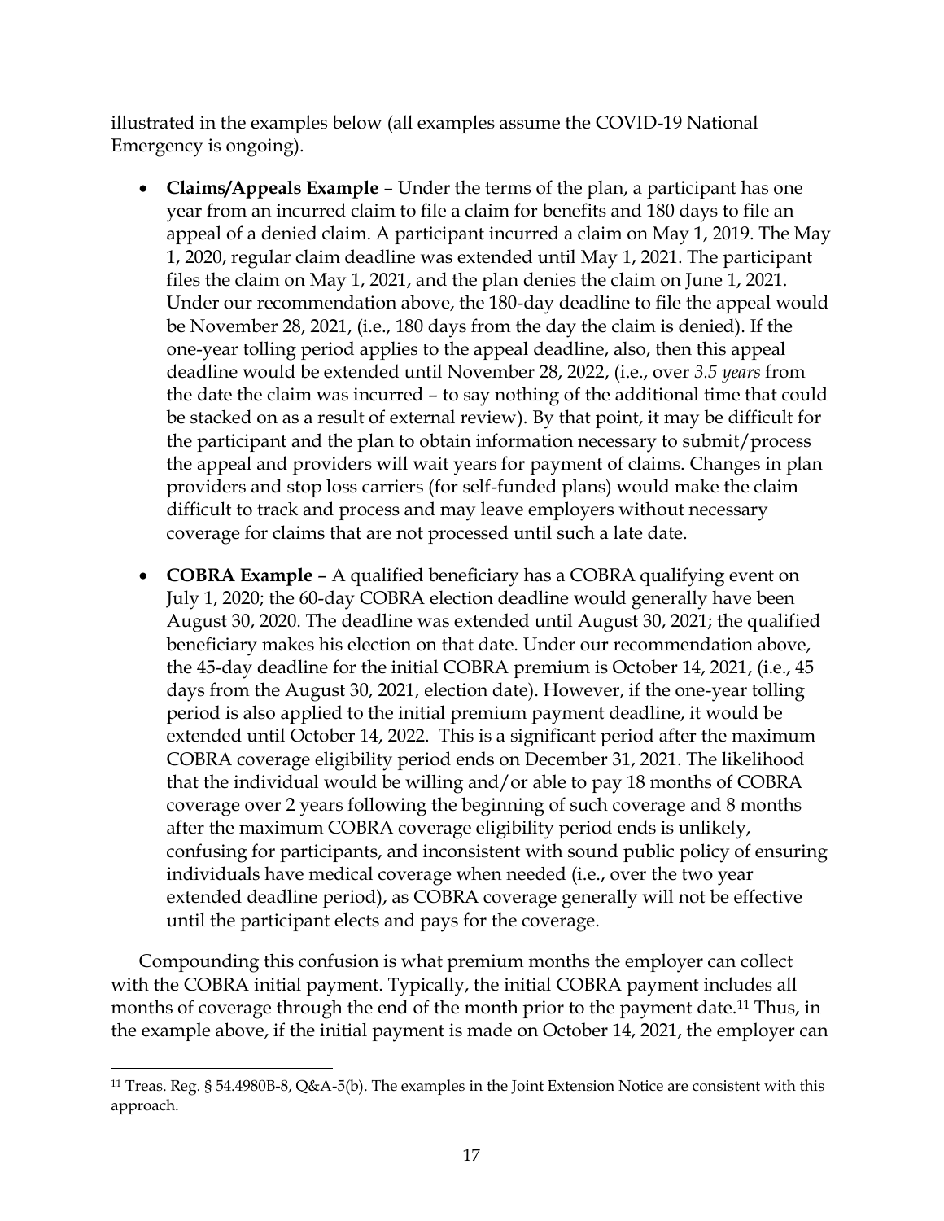illustrated in the examples below (all examples assume the COVID-19 National Emergency is ongoing).

- **Claims/Appeals Example** – Under the terms of the plan, a participant has one year from an incurred claim to file a claim for benefits and 180 days to file an appeal of a denied claim. A participant incurred a claim on May 1, 2019. The May 1, 2020, regular claim deadline was extended until May 1, 2021. The participant files the claim on May 1, 2021, and the plan denies the claim on June 1, 2021. Under our recommendation above, the 180-day deadline to file the appeal would be November 28, 2021, (i.e., 180 days from the day the claim is denied). If the one-year tolling period applies to the appeal deadline, also, then this appeal deadline would be extended until November 28, 2022, (i.e., over *3.5 years* from the date the claim was incurred – to say nothing of the additional time that could be stacked on as a result of external review). By that point, it may be difficult for the participant and the plan to obtain information necessary to submit/process the appeal and providers will wait years for payment of claims. Changes in plan providers and stop loss carriers (for self-funded plans) would make the claim difficult to track and process and may leave employers without necessary coverage for claims that are not processed until such a late date.

- **COBRA Example** – A qualified beneficiary has a COBRA qualifying event on July 1, 2020; the 60-day COBRA election deadline would generally have been August 30, 2020. The deadline was extended until August 30, 2021; the qualified beneficiary makes his election on that date. Under our recommendation above, the 45-day deadline for the initial COBRA premium is October 14, 2021, (i.e., 45 days from the August 30, 2021, election date). However, if the one-year tolling period is also applied to the initial premium payment deadline, it would be extended until October 14, 2022. This is a significant period after the maximum COBRA coverage eligibility period ends on December 31, 2021. The likelihood that the individual would be willing and/or able to pay 18 months of COBRA coverage over 2 years following the beginning of such coverage and 8 months after the maximum COBRA coverage eligibility period ends is unlikely, confusing for participants, and inconsistent with sound public policy of ensuring individuals have medical coverage when needed (i.e., over the two year extended deadline period), as COBRA coverage generally will not be effective until the participant elects and pays for the coverage.

Compounding this confusion is what premium months the employer can collect with the COBRA initial payment. Typically, the initial COBRA payment includes all months of coverage through the end of the month prior to the payment date.[11] Thus, in the example above, if the initial payment is made on October 14, 2021, the employer can

[11] Treas. Reg. § 54.4980B-8, Q&A-5(b). The examples in the Joint Extension Notice are consistent with this approach.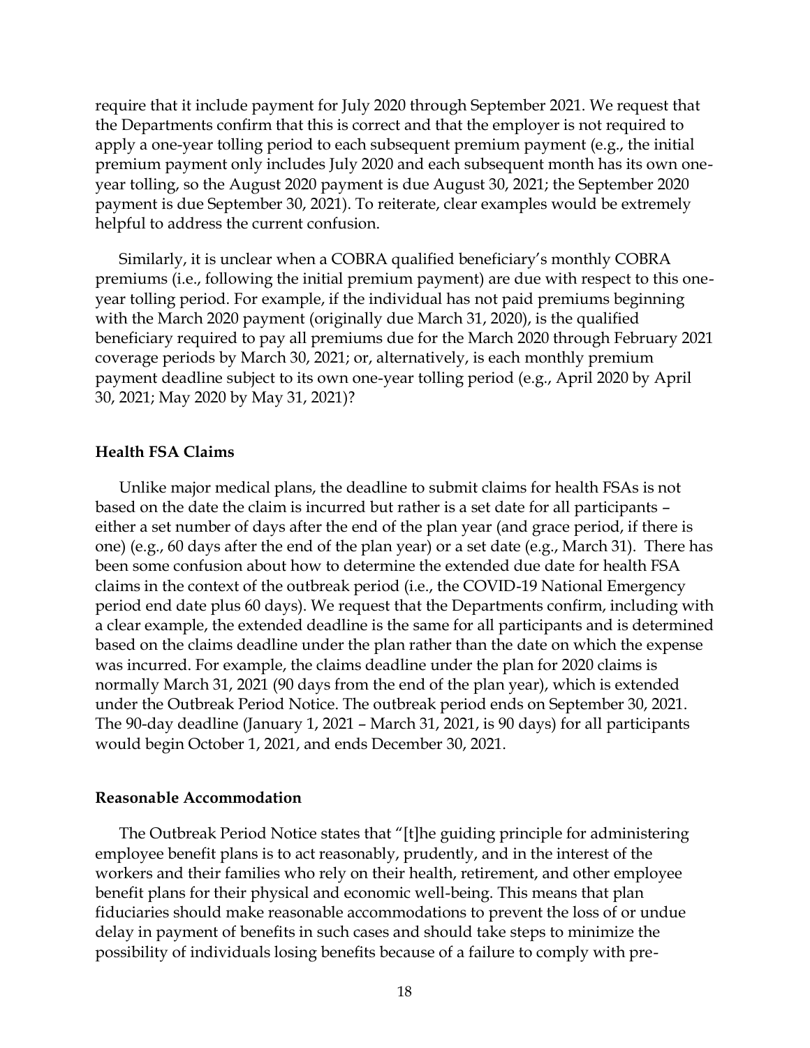require that it include payment for July 2020 through September 2021. We request that the Departments confirm that this is correct and that the employer is not required to apply a one-year tolling period to each subsequent premium payment (e.g., the initial premium payment only includes July 2020 and each subsequent month has its own one-year tolling, so the August 2020 payment is due August 30, 2021; the September 2020 payment is due September 30, 2021). To reiterate, clear examples would be extremely helpful to address the current confusion.

Similarly, it is unclear when a COBRA qualified beneficiary's monthly COBRA premiums (i.e., following the initial premium payment) are due with respect to this one-year tolling period. For example, if the individual has not paid premiums beginning with the March 2020 payment (originally due March 31, 2020), is the qualified beneficiary required to pay all premiums due for the March 2020 through February 2021 coverage periods by March 30, 2021; or, alternatively, is each monthly premium payment deadline subject to its own one-year tolling period (e.g., April 2020 by April 30, 2021; May 2020 by May 31, 2021)?

**Health FSA Claims**

Unlike major medical plans, the deadline to submit claims for health FSAs is not based on the date the claim is incurred but rather is a set date for all participants – either a set number of days after the end of the plan year (and grace period, if there is one) (e.g., 60 days after the end of the plan year) or a set date (e.g., March 31). There has been some confusion about how to determine the extended due date for health FSA claims in the context of the outbreak period (i.e., the COVID-19 National Emergency period end date plus 60 days). We request that the Departments confirm, including with a clear example, the extended deadline is the same for all participants and is determined based on the claims deadline under the plan rather than the date on which the expense was incurred. For example, the claims deadline under the plan for 2020 claims is normally March 31, 2021 (90 days from the end of the plan year), which is extended under the Outbreak Period Notice. The outbreak period ends on September 30, 2021. The 90-day deadline (January 1, 2021 – March 31, 2021, is 90 days) for all participants would begin October 1, 2021, and ends December 30, 2021.

**Reasonable Accommodation**

The Outbreak Period Notice states that "[t]he guiding principle for administering employee benefit plans is to act reasonably, prudently, and in the interest of the workers and their families who rely on their health, retirement, and other employee benefit plans for their physical and economic well-being. This means that plan fiduciaries should make reasonable accommodations to prevent the loss of or undue delay in payment of benefits in such cases and should take steps to minimize the possibility of individuals losing benefits because of a failure to comply with pre-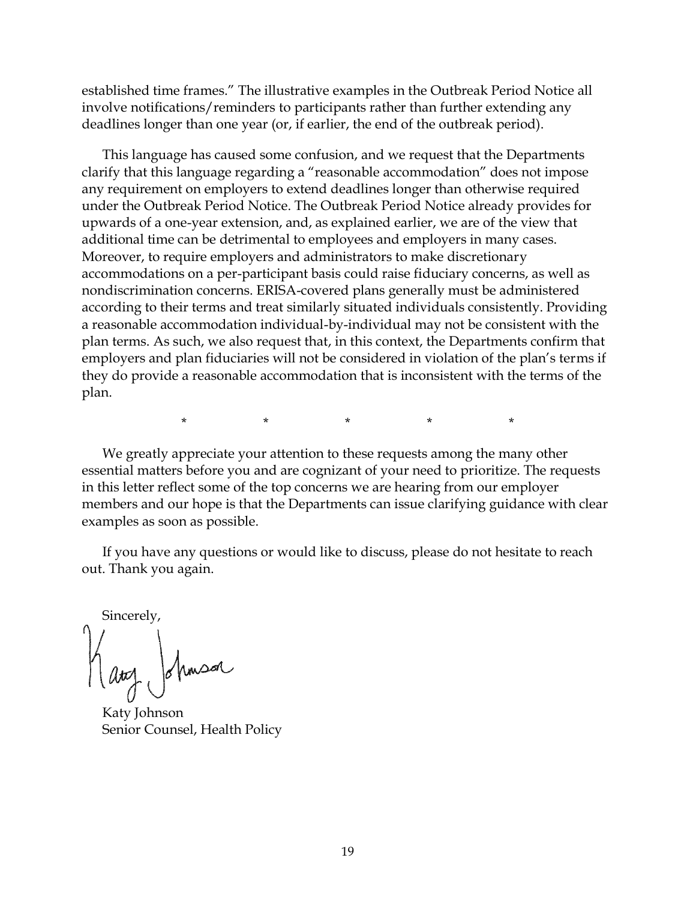established time frames." The illustrative examples in the Outbreak Period Notice all involve notifications/reminders to participants rather than further extending any deadlines longer than one year (or, if earlier, the end of the outbreak period).

This language has caused some confusion, and we request that the Departments clarify that this language regarding a "reasonable accommodation" does not impose any requirement on employers to extend deadlines longer than otherwise required under the Outbreak Period Notice. The Outbreak Period Notice already provides for upwards of a one-year extension, and, as explained earlier, we are of the view that additional time can be detrimental to employees and employers in many cases. Moreover, to require employers and administrators to make discretionary accommodations on a per-participant basis could raise fiduciary concerns, as well as nondiscrimination concerns. ERISA-covered plans generally must be administered according to their terms and treat similarly situated individuals consistently. Providing a reasonable accommodation individual-by-individual may not be consistent with the plan terms. As such, we also request that, in this context, the Departments confirm that employers and plan fiduciaries will not be considered in violation of the plan's terms if they do provide a reasonable accommodation that is inconsistent with the terms of the plan.

\* \* \* \* \*

We greatly appreciate your attention to these requests among the many other essential matters before you and are cognizant of your need to prioritize. The requests in this letter reflect some of the top concerns we are hearing from our employer members and our hope is that the Departments can issue clarifying guidance with clear examples as soon as possible.

If you have any questions or would like to discuss, please do not hesitate to reach out. Thank you again.

Sincerely,

Katy Johnson
Senior Counsel, Health Policy